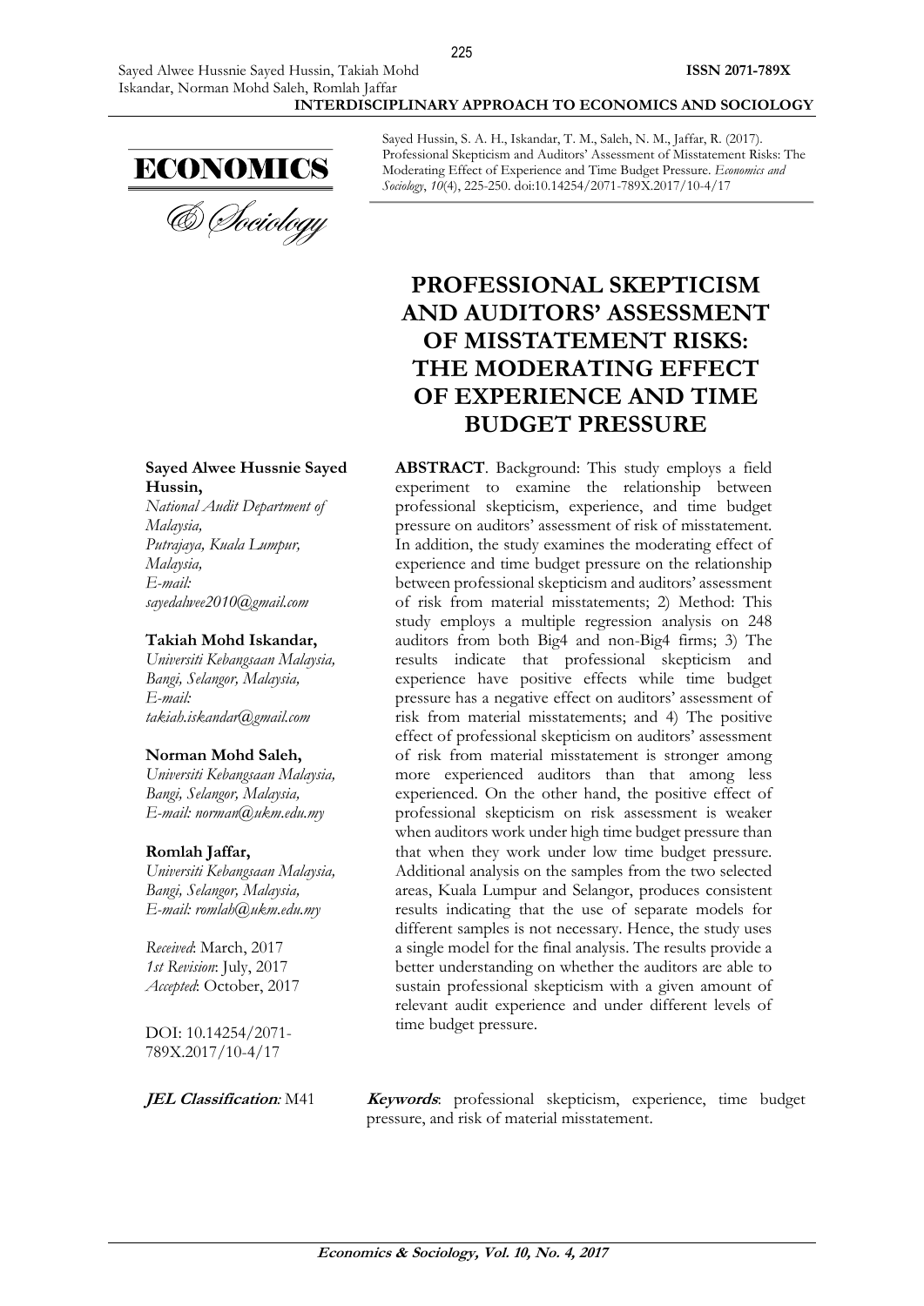Sayed Hussin, S. A. H., Iskandar, T. M., Saleh, N. M., Jaffar, R. (2017). Professional Skepticism and Auditors' Assessment of Misstatement Risks: The Moderating Effect of Experience and Time Budget Pressure. *Economics and Sociology*, *10*(4), 225-250. doi:10.14254/2071-789X.2017/10-4/17

# PROFESSIONAL SKEPTICISM AND AUDITORS' ASSESSMENT OF MISSTATEMENT RISKS: THE MODERATING EFFECT OF EXPERIENCE AND TIME BUDGET PRESSURE

**Sayed Alwee Hussnie Sayed Hussin,**
*National Audit Department of Malaysia,*
*Putrajaya, Kuala Lumpur, Malaysia,*
*E-mail: sayedalwee2010@gmail.com*

**Takiah Mohd Iskandar,**
*Universiti Kebangsaan Malaysia,*
*Bangi, Selangor, Malaysia,*
*E-mail: takiah.iskandar@gmail.com*

**Norman Mohd Saleh,**
*Universiti Kebangsaan Malaysia,*
*Bangi, Selangor, Malaysia,*
*E-mail: norman@ukm.edu.my*

**Romlah Jaffar,**
*Universiti Kebangsaan Malaysia,*
*Bangi, Selangor, Malaysia,*
*E-mail: romlah@ukm.edu.my*

*Received*: March, 2017
*1st Revision*: July, 2017
*Accepted*: October, 2017

DOI: 10.14254/2071-789X.2017/10-4/17

**ABSTRACT**. Background: This study employs a field experiment to examine the relationship between professional skepticism, experience, and time budget pressure on auditors' assessment of risk of misstatement. In addition, the study examines the moderating effect of experience and time budget pressure on the relationship between professional skepticism and auditors' assessment of risk from material misstatements; 2) Method: This study employs a multiple regression analysis on 248 auditors from both Big4 and non-Big4 firms; 3) The results indicate that professional skepticism and experience have positive effects while time budget pressure has a negative effect on auditors' assessment of risk from material misstatements; and 4) The positive effect of professional skepticism on auditors' assessment of risk from material misstatement is stronger among more experienced auditors than that among less experienced. On the other hand, the positive effect of professional skepticism on risk assessment is weaker when auditors work under high time budget pressure than that when they work under low time budget pressure. Additional analysis on the samples from the two selected areas, Kuala Lumpur and Selangor, produces consistent results indicating that the use of separate models for different samples is not necessary. Hence, the study uses a single model for the final analysis. The results provide a better understanding on whether the auditors are able to sustain professional skepticism with a given amount of relevant audit experience and under different levels of time budget pressure.

***JEL Classification***: M41

***Keywords***: professional skepticism, experience, time budget pressure, and risk of material misstatement.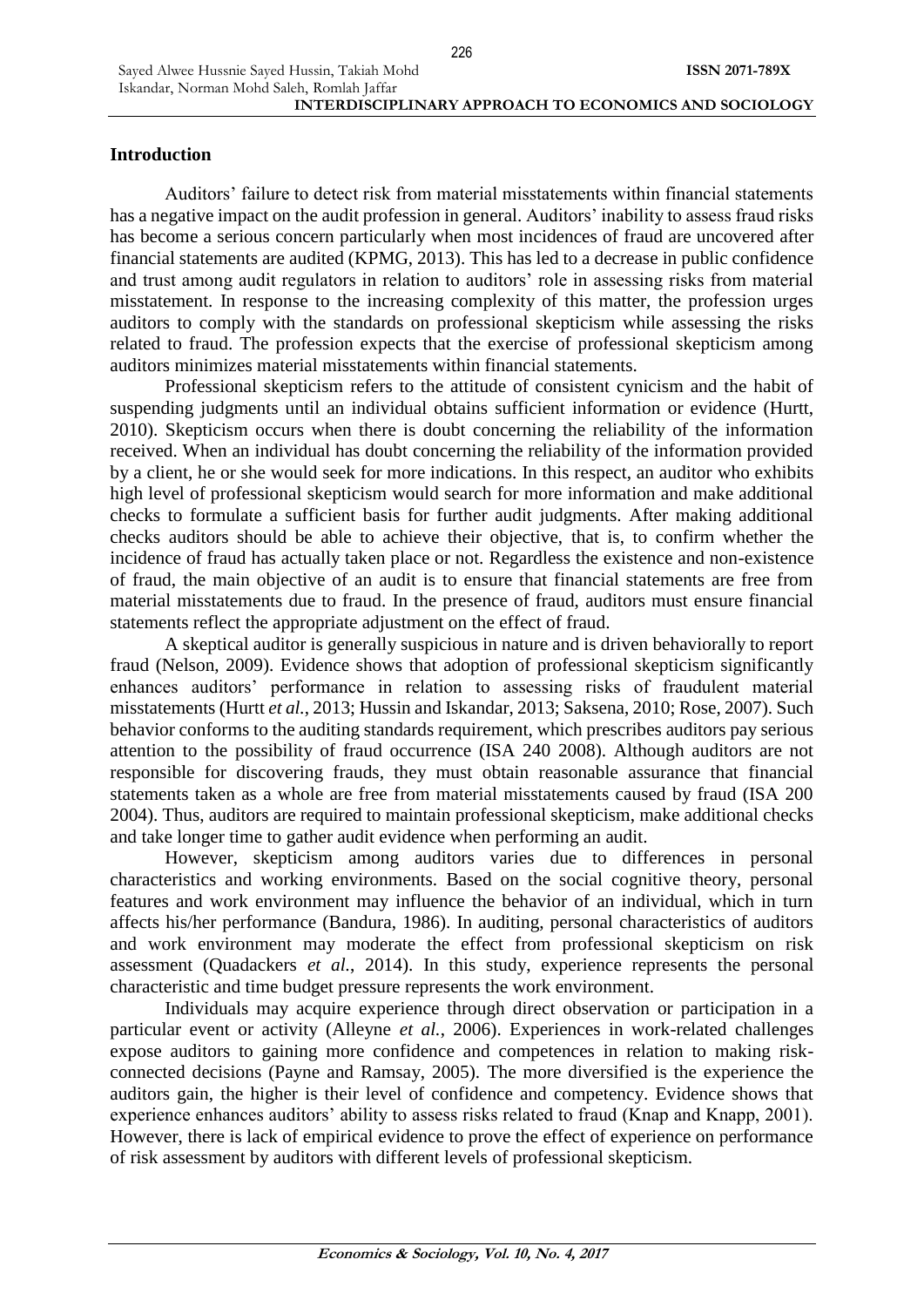## Introduction

Auditors' failure to detect risk from material misstatements within financial statements has a negative impact on the audit profession in general. Auditors' inability to assess fraud risks has become a serious concern particularly when most incidences of fraud are uncovered after financial statements are audited (KPMG, 2013). This has led to a decrease in public confidence and trust among audit regulators in relation to auditors' role in assessing risks from material misstatement. In response to the increasing complexity of this matter, the profession urges auditors to comply with the standards on professional skepticism while assessing the risks related to fraud. The profession expects that the exercise of professional skepticism among auditors minimizes material misstatements within financial statements.

Professional skepticism refers to the attitude of consistent cynicism and the habit of suspending judgments until an individual obtains sufficient information or evidence (Hurtt, 2010). Skepticism occurs when there is doubt concerning the reliability of the information received. When an individual has doubt concerning the reliability of the information provided by a client, he or she would seek for more indications. In this respect, an auditor who exhibits high level of professional skepticism would search for more information and make additional checks to formulate a sufficient basis for further audit judgments. After making additional checks auditors should be able to achieve their objective, that is, to confirm whether the incidence of fraud has actually taken place or not. Regardless the existence and non-existence of fraud, the main objective of an audit is to ensure that financial statements are free from material misstatements due to fraud. In the presence of fraud, auditors must ensure financial statements reflect the appropriate adjustment on the effect of fraud.

A skeptical auditor is generally suspicious in nature and is driven behaviorally to report fraud (Nelson, 2009). Evidence shows that adoption of professional skepticism significantly enhances auditors' performance in relation to assessing risks of fraudulent material misstatements (Hurtt *et al.*, 2013; Hussin and Iskandar, 2013; Saksena, 2010; Rose, 2007). Such behavior conforms to the auditing standards requirement, which prescribes auditors pay serious attention to the possibility of fraud occurrence (ISA 240 2008). Although auditors are not responsible for discovering frauds, they must obtain reasonable assurance that financial statements taken as a whole are free from material misstatements caused by fraud (ISA 200 2004). Thus, auditors are required to maintain professional skepticism, make additional checks and take longer time to gather audit evidence when performing an audit.

However, skepticism among auditors varies due to differences in personal characteristics and working environments. Based on the social cognitive theory, personal features and work environment may influence the behavior of an individual, which in turn affects his/her performance (Bandura, 1986). In auditing, personal characteristics of auditors and work environment may moderate the effect from professional skepticism on risk assessment (Quadackers *et al.*, 2014). In this study, experience represents the personal characteristic and time budget pressure represents the work environment.

Individuals may acquire experience through direct observation or participation in a particular event or activity (Alleyne *et al.*, 2006). Experiences in work-related challenges expose auditors to gaining more confidence and competences in relation to making risk-connected decisions (Payne and Ramsay, 2005). The more diversified is the experience the auditors gain, the higher is their level of confidence and competency. Evidence shows that experience enhances auditors' ability to assess risks related to fraud (Knap and Knapp, 2001). However, there is lack of empirical evidence to prove the effect of experience on performance of risk assessment by auditors with different levels of professional skepticism.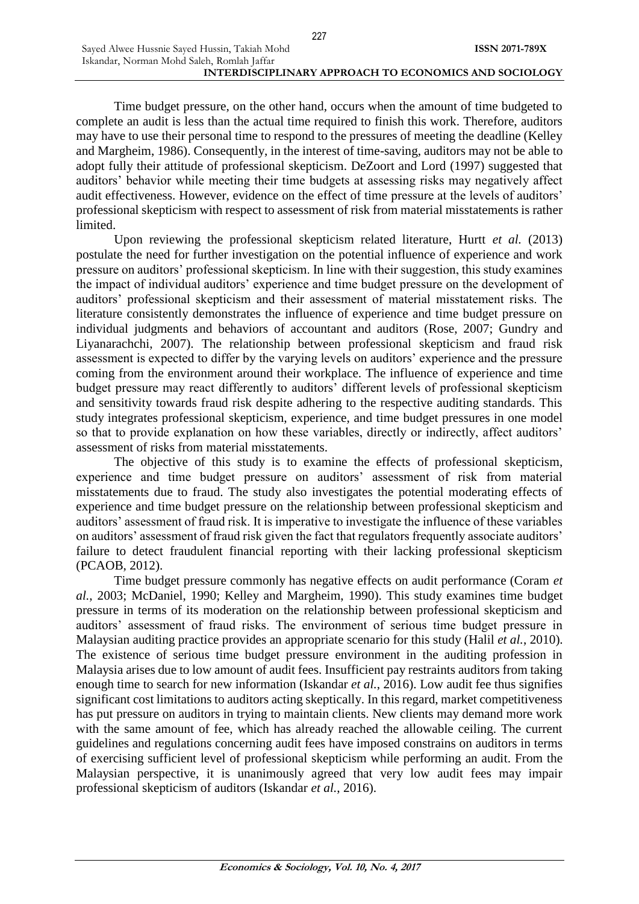Time budget pressure, on the other hand, occurs when the amount of time budgeted to complete an audit is less than the actual time required to finish this work. Therefore, auditors may have to use their personal time to respond to the pressures of meeting the deadline (Kelley and Margheim, 1986). Consequently, in the interest of time-saving, auditors may not be able to adopt fully their attitude of professional skepticism. DeZoort and Lord (1997) suggested that auditors' behavior while meeting their time budgets at assessing risks may negatively affect audit effectiveness. However, evidence on the effect of time pressure at the levels of auditors' professional skepticism with respect to assessment of risk from material misstatements is rather limited.

Upon reviewing the professional skepticism related literature, Hurtt *et al.* (2013) postulate the need for further investigation on the potential influence of experience and work pressure on auditors' professional skepticism. In line with their suggestion, this study examines the impact of individual auditors' experience and time budget pressure on the development of auditors' professional skepticism and their assessment of material misstatement risks. The literature consistently demonstrates the influence of experience and time budget pressure on individual judgments and behaviors of accountant and auditors (Rose, 2007; Gundry and Liyanarachchi, 2007). The relationship between professional skepticism and fraud risk assessment is expected to differ by the varying levels on auditors' experience and the pressure coming from the environment around their workplace. The influence of experience and time budget pressure may react differently to auditors' different levels of professional skepticism and sensitivity towards fraud risk despite adhering to the respective auditing standards. This study integrates professional skepticism, experience, and time budget pressures in one model so that to provide explanation on how these variables, directly or indirectly, affect auditors' assessment of risks from material misstatements.

The objective of this study is to examine the effects of professional skepticism, experience and time budget pressure on auditors' assessment of risk from material misstatements due to fraud. The study also investigates the potential moderating effects of experience and time budget pressure on the relationship between professional skepticism and auditors' assessment of fraud risk. It is imperative to investigate the influence of these variables on auditors' assessment of fraud risk given the fact that regulators frequently associate auditors' failure to detect fraudulent financial reporting with their lacking professional skepticism (PCAOB, 2012).

Time budget pressure commonly has negative effects on audit performance (Coram *et al.*, 2003; McDaniel, 1990; Kelley and Margheim, 1990). This study examines time budget pressure in terms of its moderation on the relationship between professional skepticism and auditors' assessment of fraud risks. The environment of serious time budget pressure in Malaysian auditing practice provides an appropriate scenario for this study (Halil *et al.*, 2010). The existence of serious time budget pressure environment in the auditing profession in Malaysia arises due to low amount of audit fees. Insufficient pay restraints auditors from taking enough time to search for new information (Iskandar *et al.*, 2016). Low audit fee thus signifies significant cost limitations to auditors acting skeptically. In this regard, market competitiveness has put pressure on auditors in trying to maintain clients. New clients may demand more work with the same amount of fee, which has already reached the allowable ceiling. The current guidelines and regulations concerning audit fees have imposed constrains on auditors in terms of exercising sufficient level of professional skepticism while performing an audit. From the Malaysian perspective, it is unanimously agreed that very low audit fees may impair professional skepticism of auditors (Iskandar *et al.*, 2016).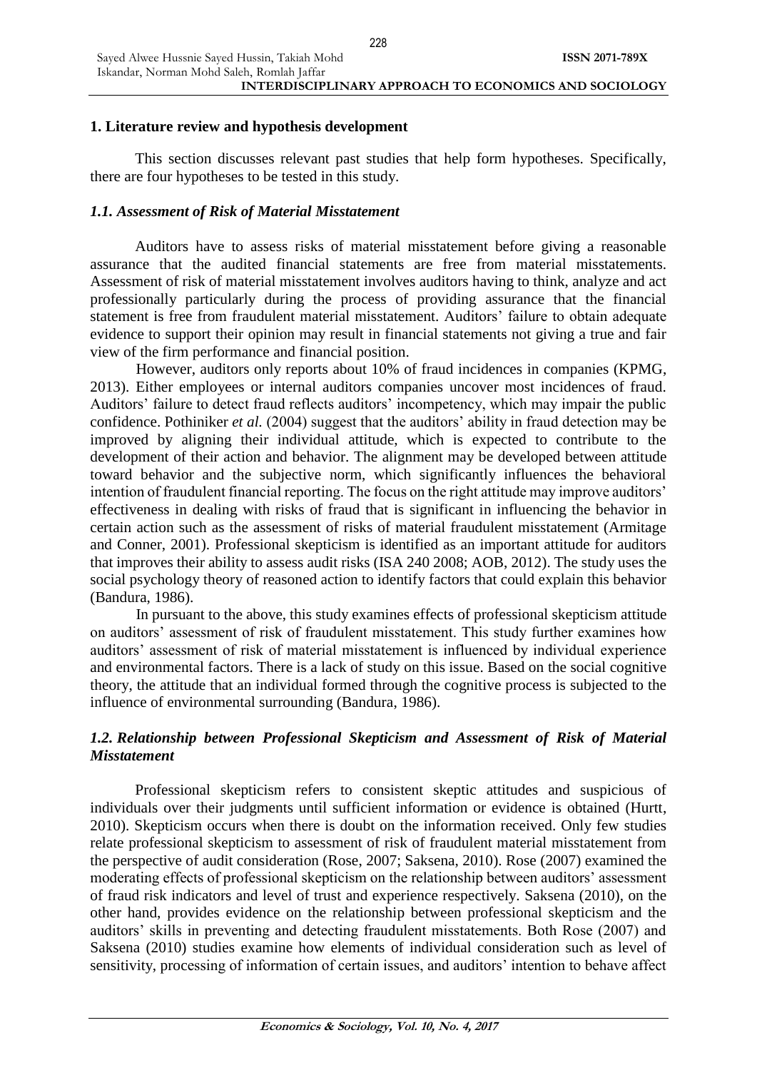## 1. Literature review and hypothesis development

This section discusses relevant past studies that help form hypotheses. Specifically, there are four hypotheses to be tested in this study.

### *1.1. Assessment of Risk of Material Misstatement*

Auditors have to assess risks of material misstatement before giving a reasonable assurance that the audited financial statements are free from material misstatements. Assessment of risk of material misstatement involves auditors having to think, analyze and act professionally particularly during the process of providing assurance that the financial statement is free from fraudulent material misstatement. Auditors' failure to obtain adequate evidence to support their opinion may result in financial statements not giving a true and fair view of the firm performance and financial position.

However, auditors only reports about 10% of fraud incidences in companies (KPMG, 2013). Either employees or internal auditors companies uncover most incidences of fraud. Auditors' failure to detect fraud reflects auditors' incompetency, which may impair the public confidence. Pothiniker *et al.* (2004) suggest that the auditors' ability in fraud detection may be improved by aligning their individual attitude, which is expected to contribute to the development of their action and behavior. The alignment may be developed between attitude toward behavior and the subjective norm, which significantly influences the behavioral intention of fraudulent financial reporting. The focus on the right attitude may improve auditors' effectiveness in dealing with risks of fraud that is significant in influencing the behavior in certain action such as the assessment of risks of material fraudulent misstatement (Armitage and Conner, 2001). Professional skepticism is identified as an important attitude for auditors that improves their ability to assess audit risks (ISA 240 2008; AOB, 2012). The study uses the social psychology theory of reasoned action to identify factors that could explain this behavior (Bandura, 1986).

In pursuant to the above, this study examines effects of professional skepticism attitude on auditors' assessment of risk of fraudulent misstatement. This study further examines how auditors' assessment of risk of material misstatement is influenced by individual experience and environmental factors. There is a lack of study on this issue. Based on the social cognitive theory, the attitude that an individual formed through the cognitive process is subjected to the influence of environmental surrounding (Bandura, 1986).

### *1.2. Relationship between Professional Skepticism and Assessment of Risk of Material Misstatement*

Professional skepticism refers to consistent skeptic attitudes and suspicious of individuals over their judgments until sufficient information or evidence is obtained (Hurtt, 2010). Skepticism occurs when there is doubt on the information received. Only few studies relate professional skepticism to assessment of risk of fraudulent material misstatement from the perspective of audit consideration (Rose, 2007; Saksena, 2010). Rose (2007) examined the moderating effects of professional skepticism on the relationship between auditors' assessment of fraud risk indicators and level of trust and experience respectively. Saksena (2010), on the other hand, provides evidence on the relationship between professional skepticism and the auditors' skills in preventing and detecting fraudulent misstatements. Both Rose (2007) and Saksena (2010) studies examine how elements of individual consideration such as level of sensitivity, processing of information of certain issues, and auditors' intention to behave affect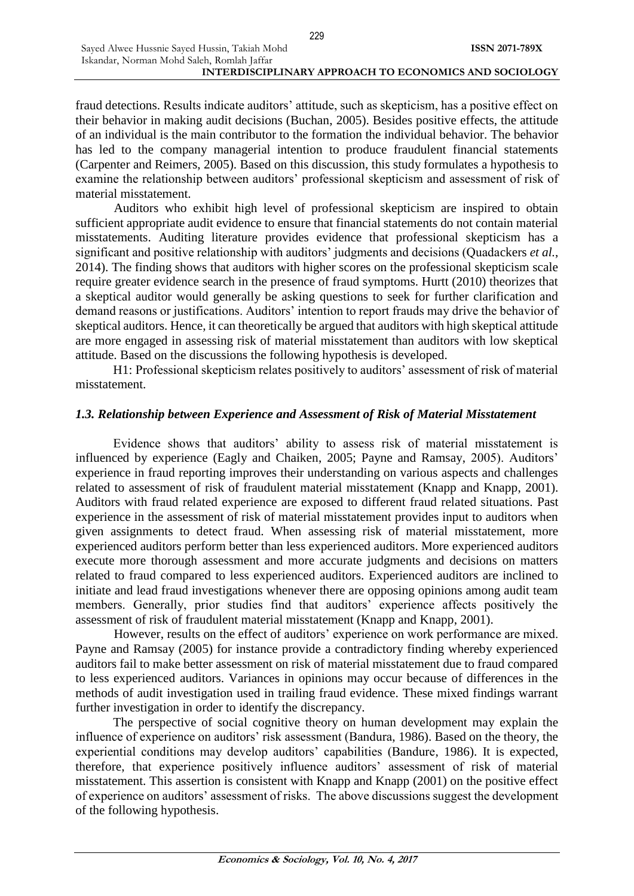fraud detections. Results indicate auditors' attitude, such as skepticism, has a positive effect on their behavior in making audit decisions (Buchan, 2005). Besides positive effects, the attitude of an individual is the main contributor to the formation the individual behavior. The behavior has led to the company managerial intention to produce fraudulent financial statements (Carpenter and Reimers, 2005). Based on this discussion, this study formulates a hypothesis to examine the relationship between auditors' professional skepticism and assessment of risk of material misstatement.

Auditors who exhibit high level of professional skepticism are inspired to obtain sufficient appropriate audit evidence to ensure that financial statements do not contain material misstatements. Auditing literature provides evidence that professional skepticism has a significant and positive relationship with auditors' judgments and decisions (Quadackers *et al.*, 2014). The finding shows that auditors with higher scores on the professional skepticism scale require greater evidence search in the presence of fraud symptoms. Hurtt (2010) theorizes that a skeptical auditor would generally be asking questions to seek for further clarification and demand reasons or justifications. Auditors' intention to report frauds may drive the behavior of skeptical auditors. Hence, it can theoretically be argued that auditors with high skeptical attitude are more engaged in assessing risk of material misstatement than auditors with low skeptical attitude. Based on the discussions the following hypothesis is developed.

H1: Professional skepticism relates positively to auditors' assessment of risk of material misstatement.

### *1.3. Relationship between Experience and Assessment of Risk of Material Misstatement*

Evidence shows that auditors' ability to assess risk of material misstatement is influenced by experience (Eagly and Chaiken, 2005; Payne and Ramsay, 2005). Auditors' experience in fraud reporting improves their understanding on various aspects and challenges related to assessment of risk of fraudulent material misstatement (Knapp and Knapp, 2001). Auditors with fraud related experience are exposed to different fraud related situations. Past experience in the assessment of risk of material misstatement provides input to auditors when given assignments to detect fraud. When assessing risk of material misstatement, more experienced auditors perform better than less experienced auditors. More experienced auditors execute more thorough assessment and more accurate judgments and decisions on matters related to fraud compared to less experienced auditors. Experienced auditors are inclined to initiate and lead fraud investigations whenever there are opposing opinions among audit team members. Generally, prior studies find that auditors' experience affects positively the assessment of risk of fraudulent material misstatement (Knapp and Knapp, 2001).

However, results on the effect of auditors' experience on work performance are mixed. Payne and Ramsay (2005) for instance provide a contradictory finding whereby experienced auditors fail to make better assessment on risk of material misstatement due to fraud compared to less experienced auditors. Variances in opinions may occur because of differences in the methods of audit investigation used in trailing fraud evidence. These mixed findings warrant further investigation in order to identify the discrepancy.

The perspective of social cognitive theory on human development may explain the influence of experience on auditors' risk assessment (Bandura, 1986). Based on the theory, the experiential conditions may develop auditors' capabilities (Bandure, 1986). It is expected, therefore, that experience positively influence auditors' assessment of risk of material misstatement. This assertion is consistent with Knapp and Knapp (2001) on the positive effect of experience on auditors' assessment of risks. The above discussions suggest the development of the following hypothesis.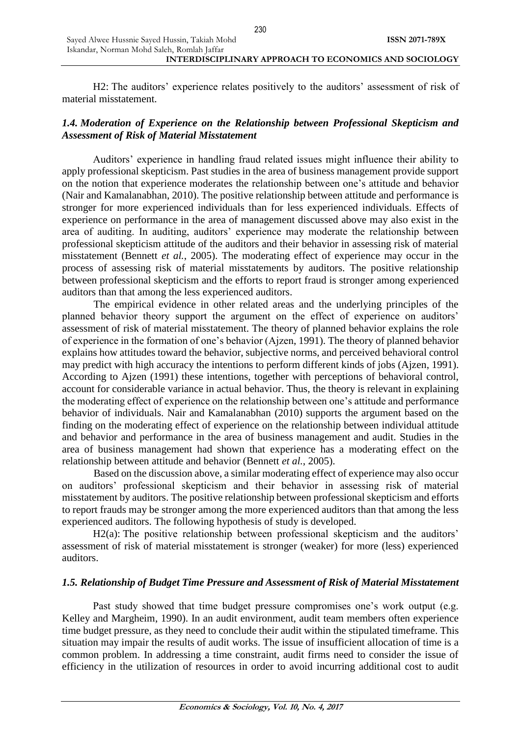H2: The auditors' experience relates positively to the auditors' assessment of risk of material misstatement.

### *1.4. Moderation of Experience on the Relationship between Professional Skepticism and Assessment of Risk of Material Misstatement*

Auditors' experience in handling fraud related issues might influence their ability to apply professional skepticism. Past studies in the area of business management provide support on the notion that experience moderates the relationship between one's attitude and behavior (Nair and Kamalanabhan, 2010). The positive relationship between attitude and performance is stronger for more experienced individuals than for less experienced individuals. Effects of experience on performance in the area of management discussed above may also exist in the area of auditing. In auditing, auditors' experience may moderate the relationship between professional skepticism attitude of the auditors and their behavior in assessing risk of material misstatement (Bennett *et al.*, 2005). The moderating effect of experience may occur in the process of assessing risk of material misstatements by auditors. The positive relationship between professional skepticism and the efforts to report fraud is stronger among experienced auditors than that among the less experienced auditors.

The empirical evidence in other related areas and the underlying principles of the planned behavior theory support the argument on the effect of experience on auditors' assessment of risk of material misstatement. The theory of planned behavior explains the role of experience in the formation of one's behavior (Ajzen, 1991). The theory of planned behavior explains how attitudes toward the behavior, subjective norms, and perceived behavioral control may predict with high accuracy the intentions to perform different kinds of jobs (Ajzen, 1991). According to Ajzen (1991) these intentions, together with perceptions of behavioral control, account for considerable variance in actual behavior. Thus, the theory is relevant in explaining the moderating effect of experience on the relationship between one's attitude and performance behavior of individuals. Nair and Kamalanabhan (2010) supports the argument based on the finding on the moderating effect of experience on the relationship between individual attitude and behavior and performance in the area of business management and audit. Studies in the area of business management had shown that experience has a moderating effect on the relationship between attitude and behavior (Bennett *et al.*, 2005).

Based on the discussion above, a similar moderating effect of experience may also occur on auditors' professional skepticism and their behavior in assessing risk of material misstatement by auditors. The positive relationship between professional skepticism and efforts to report frauds may be stronger among the more experienced auditors than that among the less experienced auditors. The following hypothesis of study is developed.

H2(a): The positive relationship between professional skepticism and the auditors' assessment of risk of material misstatement is stronger (weaker) for more (less) experienced auditors.

### *1.5. Relationship of Budget Time Pressure and Assessment of Risk of Material Misstatement*

Past study showed that time budget pressure compromises one's work output (e.g. Kelley and Margheim, 1990). In an audit environment, audit team members often experience time budget pressure, as they need to conclude their audit within the stipulated timeframe. This situation may impair the results of audit works. The issue of insufficient allocation of time is a common problem. In addressing a time constraint, audit firms need to consider the issue of efficiency in the utilization of resources in order to avoid incurring additional cost to audit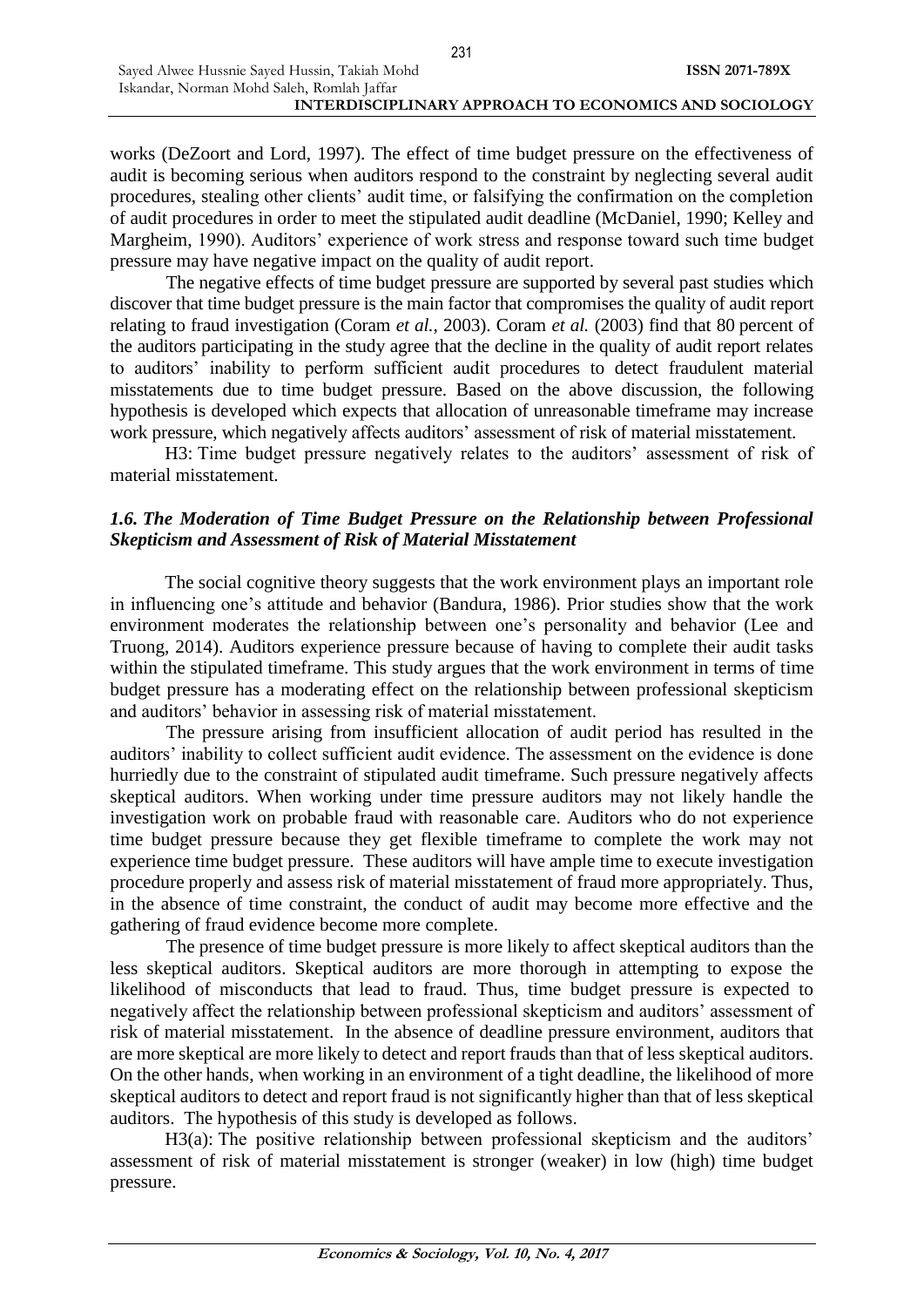works (DeZoort and Lord, 1997). The effect of time budget pressure on the effectiveness of audit is becoming serious when auditors respond to the constraint by neglecting several audit procedures, stealing other clients' audit time, or falsifying the confirmation on the completion of audit procedures in order to meet the stipulated audit deadline (McDaniel, 1990; Kelley and Margheim, 1990). Auditors' experience of work stress and response toward such time budget pressure may have negative impact on the quality of audit report.

The negative effects of time budget pressure are supported by several past studies which discover that time budget pressure is the main factor that compromises the quality of audit report relating to fraud investigation (Coram *et al.*, 2003). Coram *et al.* (2003) find that 80 percent of the auditors participating in the study agree that the decline in the quality of audit report relates to auditors' inability to perform sufficient audit procedures to detect fraudulent material misstatements due to time budget pressure. Based on the above discussion, the following hypothesis is developed which expects that allocation of unreasonable timeframe may increase work pressure, which negatively affects auditors' assessment of risk of material misstatement.

H3: Time budget pressure negatively relates to the auditors' assessment of risk of material misstatement.

### *1.6. The Moderation of Time Budget Pressure on the Relationship between Professional Skepticism and Assessment of Risk of Material Misstatement*

The social cognitive theory suggests that the work environment plays an important role in influencing one's attitude and behavior (Bandura, 1986). Prior studies show that the work environment moderates the relationship between one's personality and behavior (Lee and Truong, 2014). Auditors experience pressure because of having to complete their audit tasks within the stipulated timeframe. This study argues that the work environment in terms of time budget pressure has a moderating effect on the relationship between professional skepticism and auditors' behavior in assessing risk of material misstatement.

The pressure arising from insufficient allocation of audit period has resulted in the auditors' inability to collect sufficient audit evidence. The assessment on the evidence is done hurriedly due to the constraint of stipulated audit timeframe. Such pressure negatively affects skeptical auditors. When working under time pressure auditors may not likely handle the investigation work on probable fraud with reasonable care. Auditors who do not experience time budget pressure because they get flexible timeframe to complete the work may not experience time budget pressure. These auditors will have ample time to execute investigation procedure properly and assess risk of material misstatement of fraud more appropriately. Thus, in the absence of time constraint, the conduct of audit may become more effective and the gathering of fraud evidence become more complete.

The presence of time budget pressure is more likely to affect skeptical auditors than the less skeptical auditors. Skeptical auditors are more thorough in attempting to expose the likelihood of misconducts that lead to fraud. Thus, time budget pressure is expected to negatively affect the relationship between professional skepticism and auditors' assessment of risk of material misstatement. In the absence of deadline pressure environment, auditors that are more skeptical are more likely to detect and report frauds than that of less skeptical auditors. On the other hands, when working in an environment of a tight deadline, the likelihood of more skeptical auditors to detect and report fraud is not significantly higher than that of less skeptical auditors. The hypothesis of this study is developed as follows.

H3(a): The positive relationship between professional skepticism and the auditors' assessment of risk of material misstatement is stronger (weaker) in low (high) time budget pressure.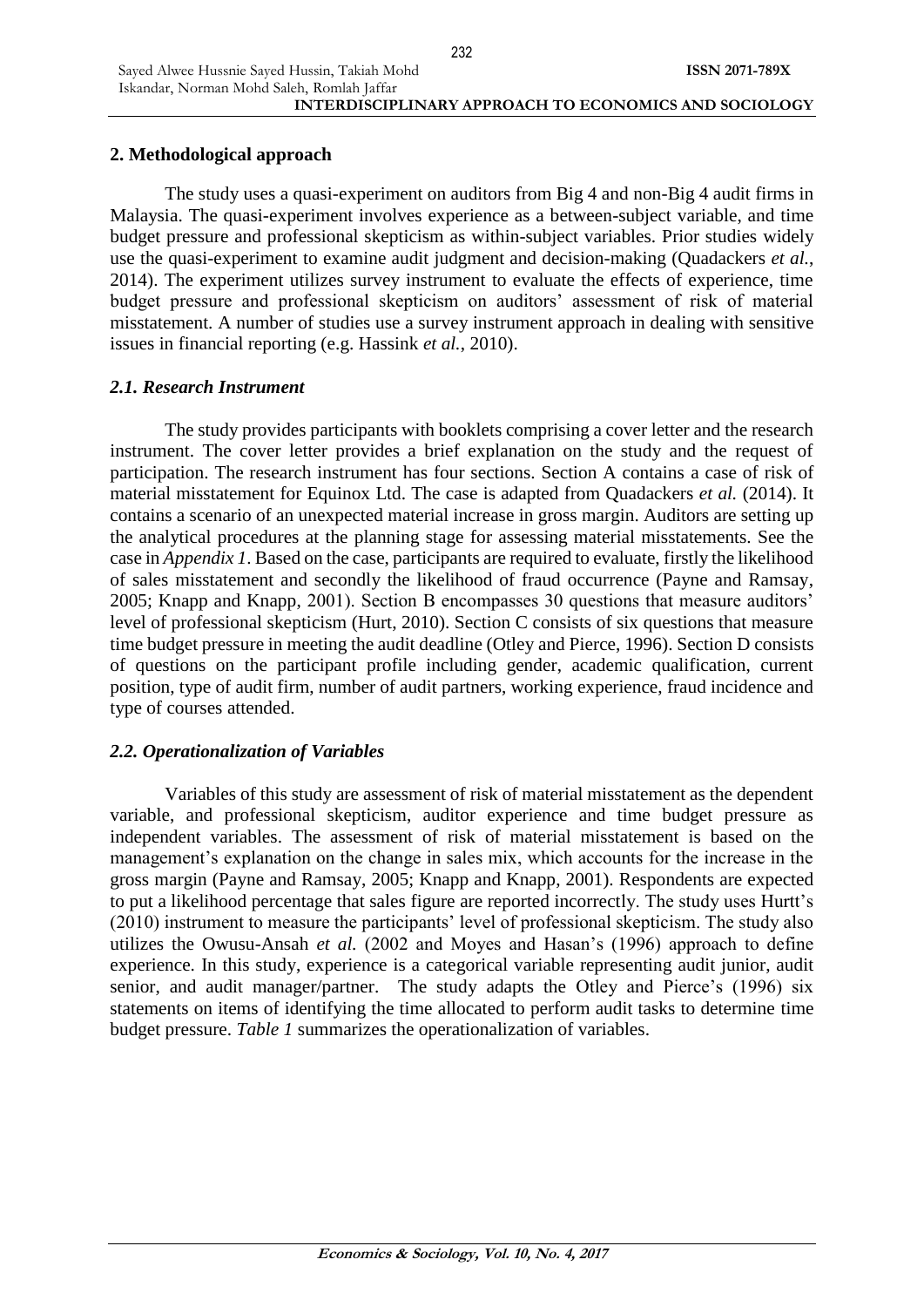## 2. Methodological approach

The study uses a quasi-experiment on auditors from Big 4 and non-Big 4 audit firms in Malaysia. The quasi-experiment involves experience as a between-subject variable, and time budget pressure and professional skepticism as within-subject variables. Prior studies widely use the quasi-experiment to examine audit judgment and decision-making (Quadackers *et al.*, 2014). The experiment utilizes survey instrument to evaluate the effects of experience, time budget pressure and professional skepticism on auditors' assessment of risk of material misstatement. A number of studies use a survey instrument approach in dealing with sensitive issues in financial reporting (e.g. Hassink *et al.*, 2010).

### *2.1. Research Instrument*

The study provides participants with booklets comprising a cover letter and the research instrument. The cover letter provides a brief explanation on the study and the request of participation. The research instrument has four sections. Section A contains a case of risk of material misstatement for Equinox Ltd. The case is adapted from Quadackers *et al.* (2014). It contains a scenario of an unexpected material increase in gross margin. Auditors are setting up the analytical procedures at the planning stage for assessing material misstatements. See the case in *Appendix 1*. Based on the case, participants are required to evaluate, firstly the likelihood of sales misstatement and secondly the likelihood of fraud occurrence (Payne and Ramsay, 2005; Knapp and Knapp, 2001). Section B encompasses 30 questions that measure auditors' level of professional skepticism (Hurt, 2010). Section C consists of six questions that measure time budget pressure in meeting the audit deadline (Otley and Pierce, 1996). Section D consists of questions on the participant profile including gender, academic qualification, current position, type of audit firm, number of audit partners, working experience, fraud incidence and type of courses attended.

### *2.2. Operationalization of Variables*

Variables of this study are assessment of risk of material misstatement as the dependent variable, and professional skepticism, auditor experience and time budget pressure as independent variables. The assessment of risk of material misstatement is based on the management's explanation on the change in sales mix, which accounts for the increase in the gross margin (Payne and Ramsay, 2005; Knapp and Knapp, 2001). Respondents are expected to put a likelihood percentage that sales figure are reported incorrectly. The study uses Hurtt's (2010) instrument to measure the participants' level of professional skepticism. The study also utilizes the Owusu-Ansah *et al.* (2002 and Moyes and Hasan's (1996) approach to define experience. In this study, experience is a categorical variable representing audit junior, audit senior, and audit manager/partner. The study adapts the Otley and Pierce's (1996) six statements on items of identifying the time allocated to perform audit tasks to determine time budget pressure. *Table 1* summarizes the operationalization of variables.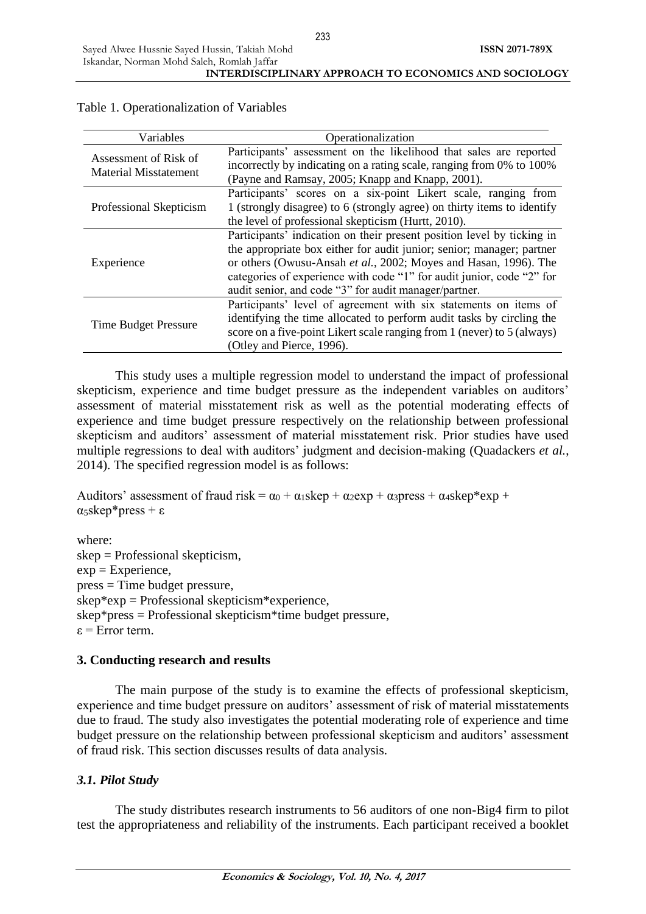Table 1. Operationalization of Variables

| Variables | Operationalization |
|---|---|
| Assessment of Risk of Material Misstatement | Participants' assessment on the likelihood that sales are reported incorrectly by indicating on a rating scale, ranging from 0% to 100% (Payne and Ramsay, 2005; Knapp and Knapp, 2001). |
| Professional Skepticism | Participants' scores on a six-point Likert scale, ranging from 1 (strongly disagree) to 6 (strongly agree) on thirty items to identify the level of professional skepticism (Hurtt, 2010). |
| Experience | Participants' indication on their present position level by ticking in the appropriate box either for audit junior; senior; manager; partner or others (Owusu-Ansah *et al.*, 2002; Moyes and Hasan, 1996). The categories of experience with code "1" for audit junior, code "2" for audit senior, and code "3" for audit manager/partner. |
| Time Budget Pressure | Participants' level of agreement with six statements on items of identifying the time allocated to perform audit tasks by circling the score on a five-point Likert scale ranging from 1 (never) to 5 (always) (Otley and Pierce, 1996). |

This study uses a multiple regression model to understand the impact of professional skepticism, experience and time budget pressure as the independent variables on auditors' assessment of material misstatement risk as well as the potential moderating effects of experience and time budget pressure respectively on the relationship between professional skepticism and auditors' assessment of material misstatement risk. Prior studies have used multiple regressions to deal with auditors' judgment and decision-making (Quadackers *et al.*, 2014). The specified regression model is as follows:

$$\text{Auditors' assessment of fraud risk} = \alpha_0 + \alpha_1 skep + \alpha_2 exp + \alpha_3 press + \alpha_4 skep*exp + \alpha_5 skep*press + \varepsilon$$

where:
skep = Professional skepticism,
exp = Experience,
press = Time budget pressure,
skep*exp = Professional skepticism*experience,
skep*press = Professional skepticism*time budget pressure,
$\varepsilon$ = Error term.

## 3. Conducting research and results

The main purpose of the study is to examine the effects of professional skepticism, experience and time budget pressure on auditors' assessment of risk of material misstatements due to fraud. The study also investigates the potential moderating role of experience and time budget pressure on the relationship between professional skepticism and auditors' assessment of fraud risk. This section discusses results of data analysis.

### *3.1. Pilot Study*

The study distributes research instruments to 56 auditors of one non-Big4 firm to pilot test the appropriateness and reliability of the instruments. Each participant received a booklet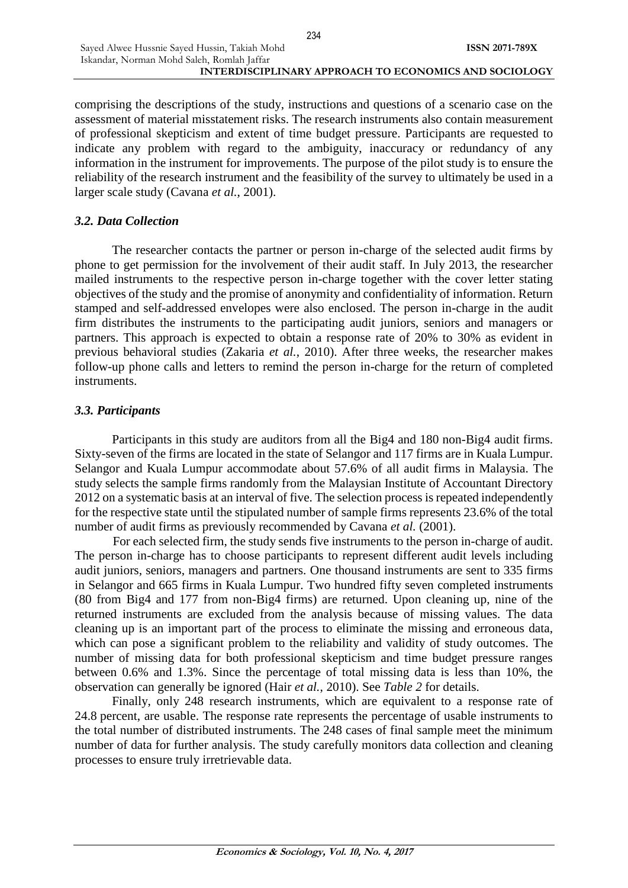comprising the descriptions of the study, instructions and questions of a scenario case on the assessment of material misstatement risks. The research instruments also contain measurement of professional skepticism and extent of time budget pressure. Participants are requested to indicate any problem with regard to the ambiguity, inaccuracy or redundancy of any information in the instrument for improvements. The purpose of the pilot study is to ensure the reliability of the research instrument and the feasibility of the survey to ultimately be used in a larger scale study (Cavana *et al.*, 2001).

### *3.2. Data Collection*

The researcher contacts the partner or person in-charge of the selected audit firms by phone to get permission for the involvement of their audit staff. In July 2013, the researcher mailed instruments to the respective person in-charge together with the cover letter stating objectives of the study and the promise of anonymity and confidentiality of information. Return stamped and self-addressed envelopes were also enclosed. The person in-charge in the audit firm distributes the instruments to the participating audit juniors, seniors and managers or partners. This approach is expected to obtain a response rate of 20% to 30% as evident in previous behavioral studies (Zakaria *et al.*, 2010). After three weeks, the researcher makes follow-up phone calls and letters to remind the person in-charge for the return of completed instruments.

### *3.3. Participants*

Participants in this study are auditors from all the Big4 and 180 non-Big4 audit firms. Sixty-seven of the firms are located in the state of Selangor and 117 firms are in Kuala Lumpur. Selangor and Kuala Lumpur accommodate about 57.6% of all audit firms in Malaysia. The study selects the sample firms randomly from the Malaysian Institute of Accountant Directory 2012 on a systematic basis at an interval of five. The selection process is repeated independently for the respective state until the stipulated number of sample firms represents 23.6% of the total number of audit firms as previously recommended by Cavana *et al.* (2001).

For each selected firm, the study sends five instruments to the person in-charge of audit. The person in-charge has to choose participants to represent different audit levels including audit juniors, seniors, managers and partners. One thousand instruments are sent to 335 firms in Selangor and 665 firms in Kuala Lumpur. Two hundred fifty seven completed instruments (80 from Big4 and 177 from non-Big4 firms) are returned. Upon cleaning up, nine of the returned instruments are excluded from the analysis because of missing values. The data cleaning up is an important part of the process to eliminate the missing and erroneous data, which can pose a significant problem to the reliability and validity of study outcomes. The number of missing data for both professional skepticism and time budget pressure ranges between 0.6% and 1.3%. Since the percentage of total missing data is less than 10%, the observation can generally be ignored (Hair *et al.*, 2010). See *Table 2* for details.

Finally, only 248 research instruments, which are equivalent to a response rate of 24.8 percent, are usable. The response rate represents the percentage of usable instruments to the total number of distributed instruments. The 248 cases of final sample meet the minimum number of data for further analysis. The study carefully monitors data collection and cleaning processes to ensure truly irretrievable data.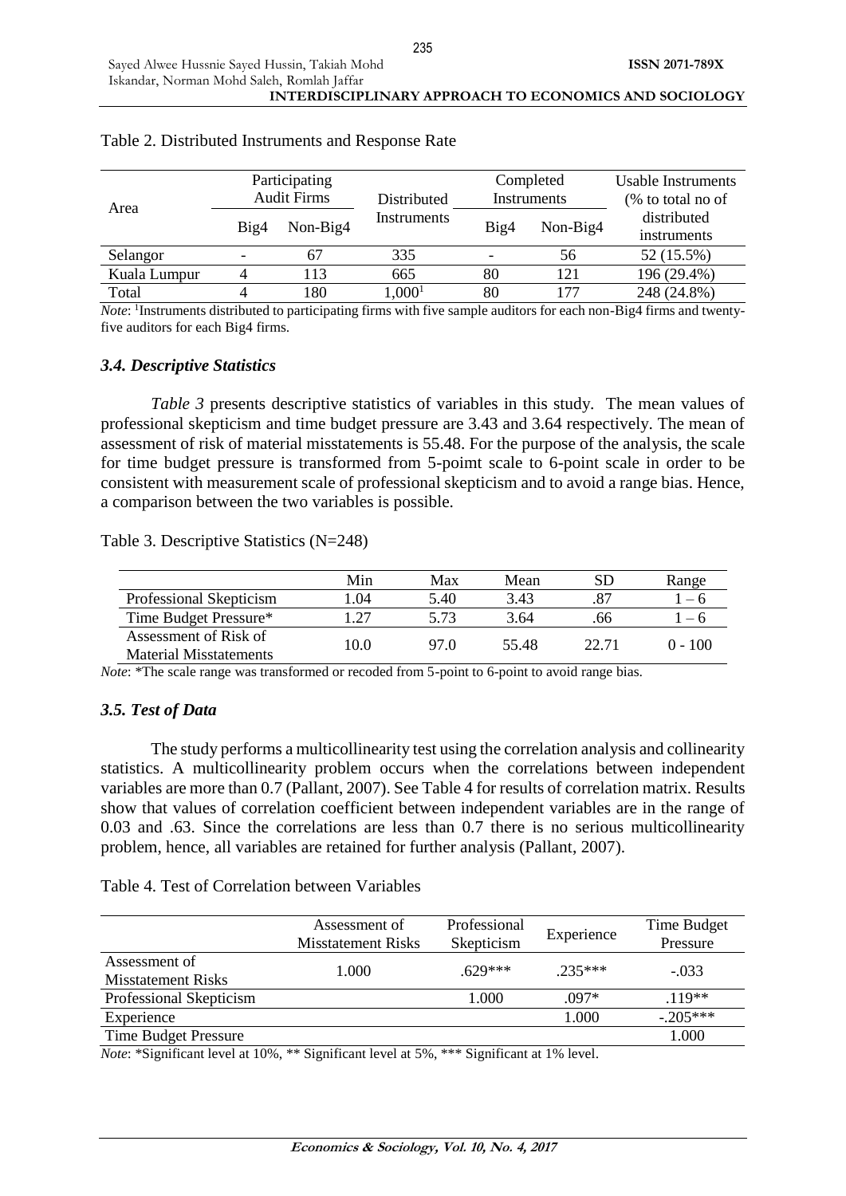Table 2. Distributed Instruments and Response Rate

| Area | Participating Audit Firms | | Distributed Instruments | Completed Instruments | | Usable Instruments (% to total no of distributed instruments |
|---|---|---|---|---|---|---|
| | Big4 | Non-Big4 | | Big4 | Non-Big4 | |
| Selangor | - | 67 | 335 | - | 56 | 52 (15.5%) |
| Kuala Lumpur | 4 | 113 | 665 | 80 | 121 | 196 (29.4%) |
| Total | 4 | 180 | 1,000[1] | 80 | 177 | 248 (24.8%) |

*Note*: [1]Instruments distributed to participating firms with five sample auditors for each non-Big4 firms and twenty-five auditors for each Big4 firms.

### *3.4. Descriptive Statistics*

*Table 3* presents descriptive statistics of variables in this study. The mean values of professional skepticism and time budget pressure are 3.43 and 3.64 respectively. The mean of assessment of risk of material misstatements is 55.48. For the purpose of the analysis, the scale for time budget pressure is transformed from 5-poimt scale to 6-point scale in order to be consistent with measurement scale of professional skepticism and to avoid a range bias. Hence, a comparison between the two variables is possible.

Table 3. Descriptive Statistics (N=248)

| | Min | Max | Mean | SD | Range |
|---|---|---|---|---|---|
| Professional Skepticism | 1.04 | 5.40 | 3.43 | .87 | 1 – 6 |
| Time Budget Pressure* | 1.27 | 5.73 | 3.64 | .66 | 1 – 6 |
| Assessment of Risk of Material Misstatements | 10.0 | 97.0 | 55.48 | 22.71 | 0 - 100 |

*Note*: *The scale range was transformed or recoded from 5-point to 6-point to avoid range bias.

### *3.5. Test of Data*

The study performs a multicollinearity test using the correlation analysis and collinearity statistics. A multicollinearity problem occurs when the correlations between independent variables are more than 0.7 (Pallant, 2007). See Table 4 for results of correlation matrix. Results show that values of correlation coefficient between independent variables are in the range of 0.03 and .63. Since the correlations are less than 0.7 there is no serious multicollinearity problem, hence, all variables are retained for further analysis (Pallant, 2007).

Table 4. Test of Correlation between Variables

| | Assessment of Misstatement Risks | Professional Skepticism | Experience | Time Budget Pressure |
|---|---|---|---|---|
| Assessment of Misstatement Risks | 1.000 | .629*** | .235*** | -.033 |
| Professional Skepticism | | 1.000 | .097* | .119** |
| Experience | | | 1.000 | -.205*** |
| Time Budget Pressure | | | | 1.000 |

*Note*: *Significant level at 10%, ** Significant level at 5%, *** Significant at 1% level.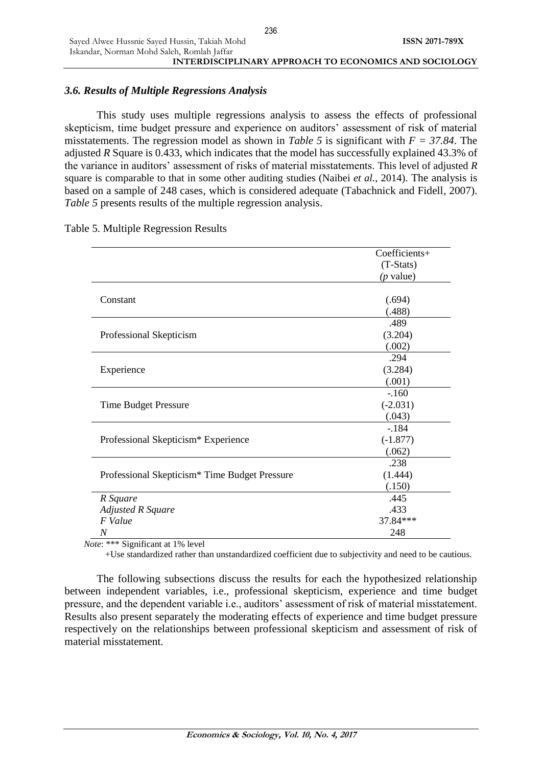### *3.6. Results of Multiple Regressions Analysis*

This study uses multiple regressions analysis to assess the effects of professional skepticism, time budget pressure and experience on auditors' assessment of risk of material misstatements. The regression model as shown in *Table 5* is significant with $F = 37.84$. The adjusted $R$ Square is 0.433, which indicates that the model has successfully explained 43.3% of the variance in auditors' assessment of risks of material misstatements. This level of adjusted $R$ square is comparable to that in some other auditing studies (Naibei *et al.*, 2014). The analysis is based on a sample of 248 cases, which is considered adequate (Tabachnick and Fidell, 2007). *Table 5* presents results of the multiple regression analysis.

Table 5. Multiple Regression Results

| | Coefficients+ (T-Stats) (*p* value) |
|---|---|
| Constant | (.694) (.488) |
| Professional Skepticism | .489 (3.204) (.002) |
| Experience | .294 (3.284) (.001) |
| Time Budget Pressure | -.160 (-2.031) (.043) |
| Professional Skepticism* Experience | -.184 (-1.877) (.062) |
| Professional Skepticism* Time Budget Pressure | .238 (1.444) (.150) |
| *R Square* | .445 |
| *Adjusted R Square* | .433 |
| *F Value* | 37.84*** |
| *N* | 248 |

*Note*: *** Significant at 1% level

+Use standardized rather than unstandardized coefficient due to subjectivity and need to be cautious.

The following subsections discuss the results for each the hypothesized relationship between independent variables, i.e., professional skepticism, experience and time budget pressure, and the dependent variable i.e., auditors' assessment of risk of material misstatement. Results also present separately the moderating effects of experience and time budget pressure respectively on the relationships between professional skepticism and assessment of risk of material misstatement.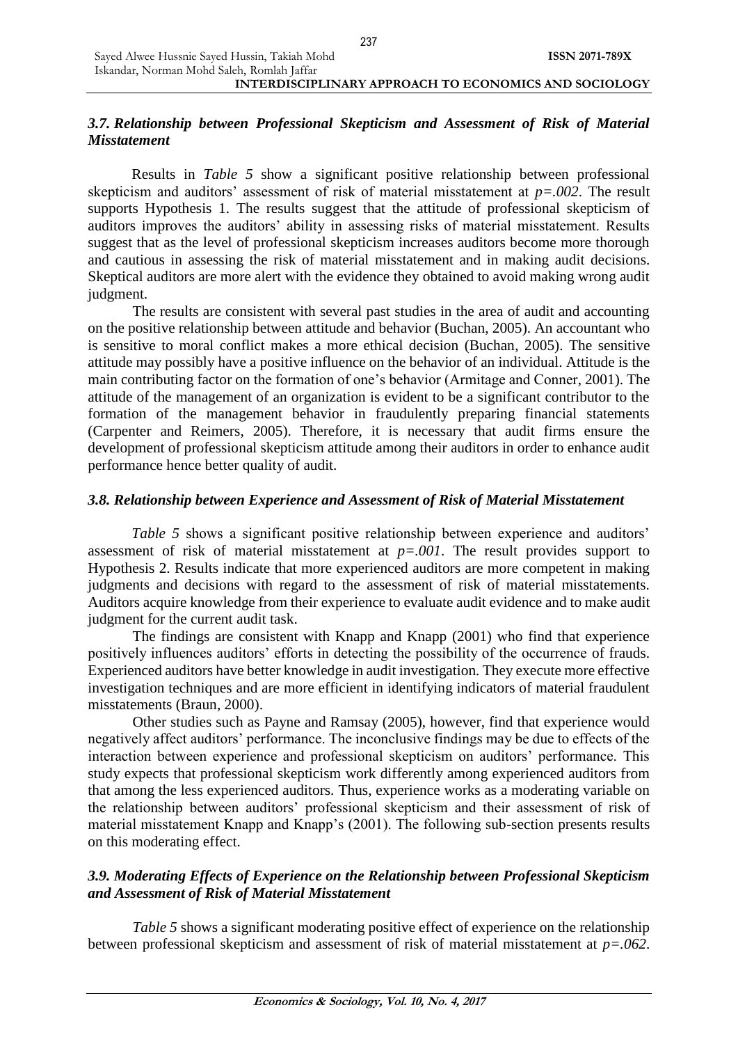### *3.7. Relationship between Professional Skepticism and Assessment of Risk of Material Misstatement*

Results in *Table 5* show a significant positive relationship between professional skepticism and auditors' assessment of risk of material misstatement at $p=.002$. The result supports Hypothesis 1. The results suggest that the attitude of professional skepticism of auditors improves the auditors' ability in assessing risks of material misstatement. Results suggest that as the level of professional skepticism increases auditors become more thorough and cautious in assessing the risk of material misstatement and in making audit decisions. Skeptical auditors are more alert with the evidence they obtained to avoid making wrong audit judgment.

The results are consistent with several past studies in the area of audit and accounting on the positive relationship between attitude and behavior (Buchan, 2005). An accountant who is sensitive to moral conflict makes a more ethical decision (Buchan, 2005). The sensitive attitude may possibly have a positive influence on the behavior of an individual. Attitude is the main contributing factor on the formation of one's behavior (Armitage and Conner, 2001). The attitude of the management of an organization is evident to be a significant contributor to the formation of the management behavior in fraudulently preparing financial statements (Carpenter and Reimers, 2005). Therefore, it is necessary that audit firms ensure the development of professional skepticism attitude among their auditors in order to enhance audit performance hence better quality of audit.

### *3.8. Relationship between Experience and Assessment of Risk of Material Misstatement*

*Table 5* shows a significant positive relationship between experience and auditors' assessment of risk of material misstatement at $p=.001$. The result provides support to Hypothesis 2. Results indicate that more experienced auditors are more competent in making judgments and decisions with regard to the assessment of risk of material misstatements. Auditors acquire knowledge from their experience to evaluate audit evidence and to make audit judgment for the current audit task.

The findings are consistent with Knapp and Knapp (2001) who find that experience positively influences auditors' efforts in detecting the possibility of the occurrence of frauds. Experienced auditors have better knowledge in audit investigation. They execute more effective investigation techniques and are more efficient in identifying indicators of material fraudulent misstatements (Braun, 2000).

Other studies such as Payne and Ramsay (2005), however, find that experience would negatively affect auditors' performance. The inconclusive findings may be due to effects of the interaction between experience and professional skepticism on auditors' performance. This study expects that professional skepticism work differently among experienced auditors from that among the less experienced auditors. Thus, experience works as a moderating variable on the relationship between auditors' professional skepticism and their assessment of risk of material misstatement Knapp and Knapp's (2001). The following sub-section presents results on this moderating effect.

### *3.9. Moderating Effects of Experience on the Relationship between Professional Skepticism and Assessment of Risk of Material Misstatement*

*Table 5* shows a significant moderating positive effect of experience on the relationship between professional skepticism and assessment of risk of material misstatement at $p=.062$.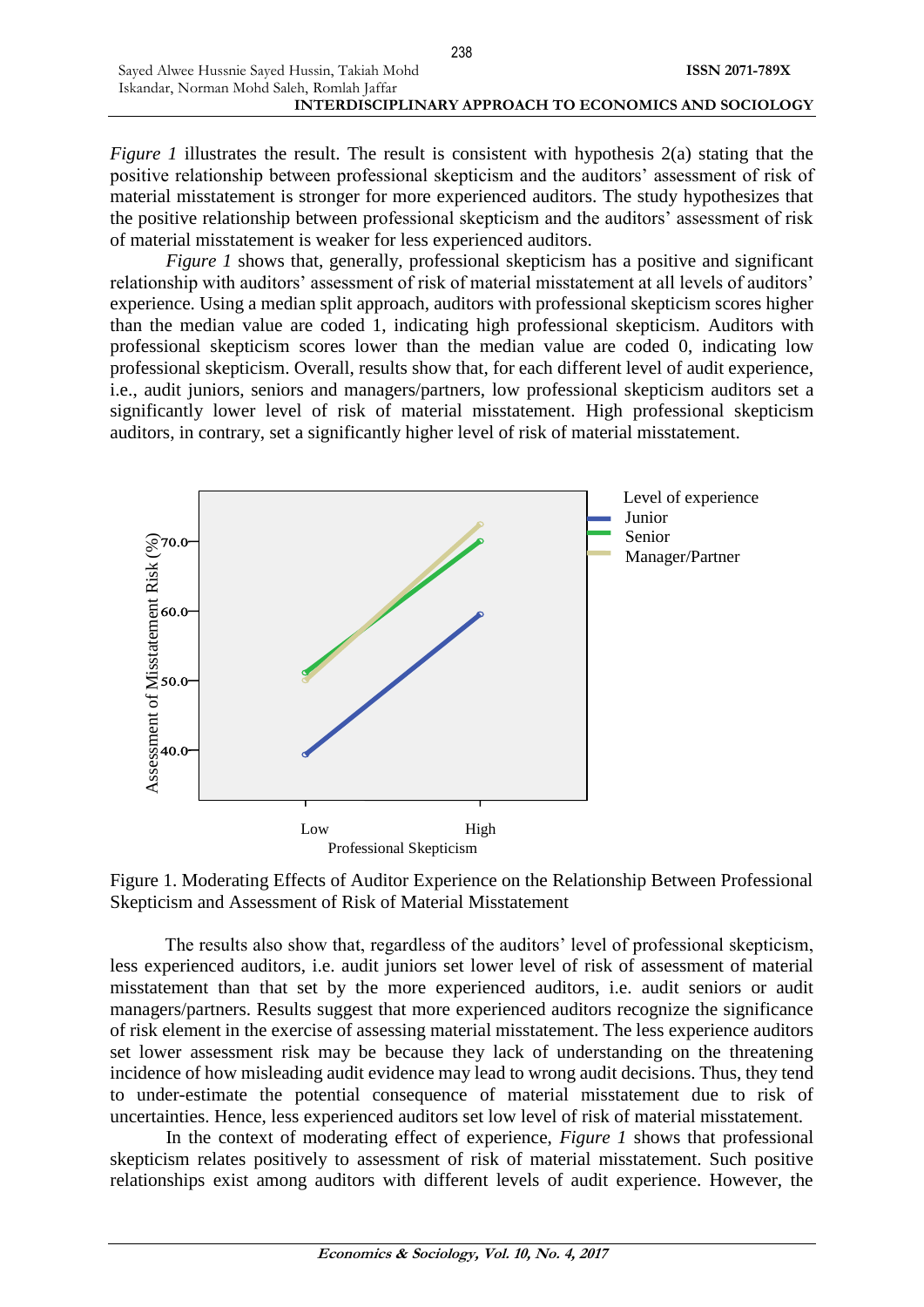*Figure 1* illustrates the result. The result is consistent with hypothesis 2(a) stating that the positive relationship between professional skepticism and the auditors' assessment of risk of material misstatement is stronger for more experienced auditors. The study hypothesizes that the positive relationship between professional skepticism and the auditors' assessment of risk of material misstatement is weaker for less experienced auditors.

*Figure 1* shows that, generally, professional skepticism has a positive and significant relationship with auditors' assessment of risk of material misstatement at all levels of auditors' experience. Using a median split approach, auditors with professional skepticism scores higher than the median value are coded 1, indicating high professional skepticism. Auditors with professional skepticism scores lower than the median value are coded 0, indicating low professional skepticism. Overall, results show that, for each different level of audit experience, i.e., audit juniors, seniors and managers/partners, low professional skepticism auditors set a significantly lower level of risk of material misstatement. High professional skepticism auditors, in contrary, set a significantly higher level of risk of material misstatement.

Figure 1. Moderating Effects of Auditor Experience on the Relationship Between Professional Skepticism and Assessment of Risk of Material Misstatement

The results also show that, regardless of the auditors' level of professional skepticism, less experienced auditors, i.e. audit juniors set lower level of risk of assessment of material misstatement than that set by the more experienced auditors, i.e. audit seniors or audit managers/partners. Results suggest that more experienced auditors recognize the significance of risk element in the exercise of assessing material misstatement. The less experience auditors set lower assessment risk may be because they lack of understanding on the threatening incidence of how misleading audit evidence may lead to wrong audit decisions. Thus, they tend to under-estimate the potential consequence of material misstatement due to risk of uncertainties. Hence, less experienced auditors set low level of risk of material misstatement.

In the context of moderating effect of experience, *Figure 1* shows that professional skepticism relates positively to assessment of risk of material misstatement. Such positive relationships exist among auditors with different levels of audit experience. However, the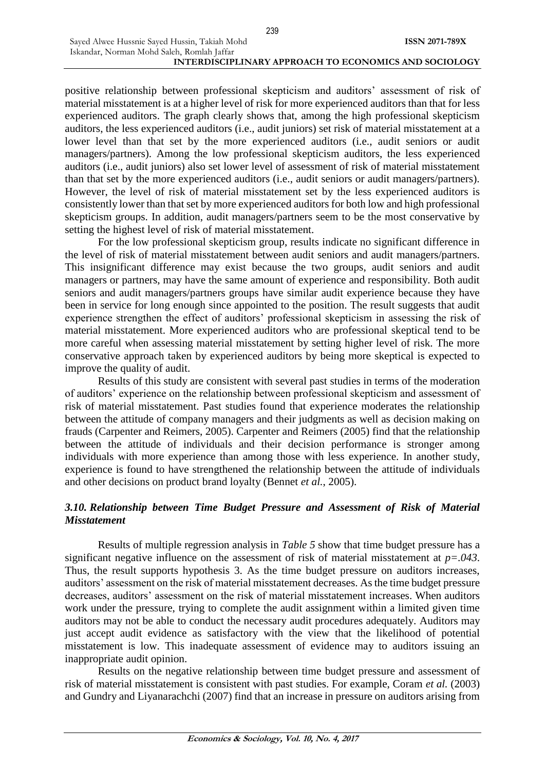positive relationship between professional skepticism and auditors' assessment of risk of material misstatement is at a higher level of risk for more experienced auditors than that for less experienced auditors. The graph clearly shows that, among the high professional skepticism auditors, the less experienced auditors (i.e., audit juniors) set risk of material misstatement at a lower level than that set by the more experienced auditors (i.e., audit seniors or audit managers/partners). Among the low professional skepticism auditors, the less experienced auditors (i.e., audit juniors) also set lower level of assessment of risk of material misstatement than that set by the more experienced auditors (i.e., audit seniors or audit managers/partners). However, the level of risk of material misstatement set by the less experienced auditors is consistently lower than that set by more experienced auditors for both low and high professional skepticism groups. In addition, audit managers/partners seem to be the most conservative by setting the highest level of risk of material misstatement.

For the low professional skepticism group, results indicate no significant difference in the level of risk of material misstatement between audit seniors and audit managers/partners. This insignificant difference may exist because the two groups, audit seniors and audit managers or partners, may have the same amount of experience and responsibility. Both audit seniors and audit managers/partners groups have similar audit experience because they have been in service for long enough since appointed to the position. The result suggests that audit experience strengthen the effect of auditors' professional skepticism in assessing the risk of material misstatement. More experienced auditors who are professional skeptical tend to be more careful when assessing material misstatement by setting higher level of risk. The more conservative approach taken by experienced auditors by being more skeptical is expected to improve the quality of audit.

Results of this study are consistent with several past studies in terms of the moderation of auditors' experience on the relationship between professional skepticism and assessment of risk of material misstatement. Past studies found that experience moderates the relationship between the attitude of company managers and their judgments as well as decision making on frauds (Carpenter and Reimers, 2005). Carpenter and Reimers (2005) find that the relationship between the attitude of individuals and their decision performance is stronger among individuals with more experience than among those with less experience. In another study, experience is found to have strengthened the relationship between the attitude of individuals and other decisions on product brand loyalty (Bennet *et al.*, 2005).

### *3.10. Relationship between Time Budget Pressure and Assessment of Risk of Material Misstatement*

Results of multiple regression analysis in *Table 5* show that time budget pressure has a significant negative influence on the assessment of risk of material misstatement at $p=.043$. Thus, the result supports hypothesis 3. As the time budget pressure on auditors increases, auditors' assessment on the risk of material misstatement decreases. As the time budget pressure decreases, auditors' assessment on the risk of material misstatement increases. When auditors work under the pressure, trying to complete the audit assignment within a limited given time auditors may not be able to conduct the necessary audit procedures adequately. Auditors may just accept audit evidence as satisfactory with the view that the likelihood of potential misstatement is low. This inadequate assessment of evidence may to auditors issuing an inappropriate audit opinion.

Results on the negative relationship between time budget pressure and assessment of risk of material misstatement is consistent with past studies. For example, Coram *et al.* (2003) and Gundry and Liyanarachchi (2007) find that an increase in pressure on auditors arising from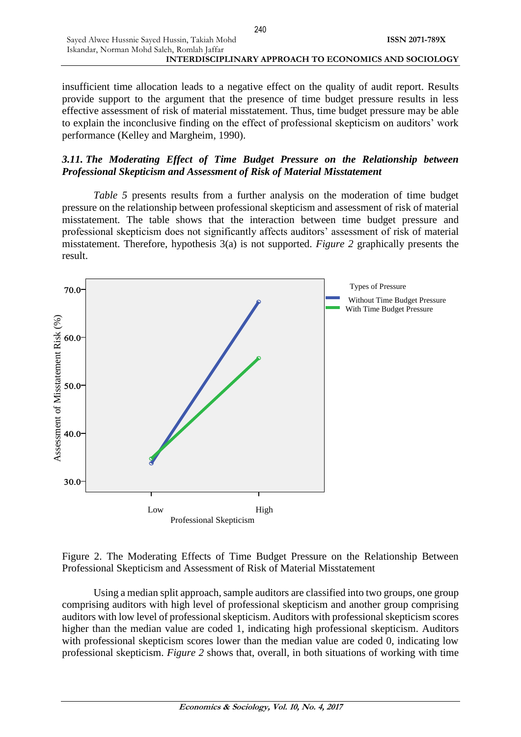insufficient time allocation leads to a negative effect on the quality of audit report. Results provide support to the argument that the presence of time budget pressure results in less effective assessment of risk of material misstatement. Thus, time budget pressure may be able to explain the inconclusive finding on the effect of professional skepticism on auditors' work performance (Kelley and Margheim, 1990).

### *3.11. The Moderating Effect of Time Budget Pressure on the Relationship between Professional Skepticism and Assessment of Risk of Material Misstatement*

*Table 5* presents results from a further analysis on the moderation of time budget pressure on the relationship between professional skepticism and assessment of risk of material misstatement. The table shows that the interaction between time budget pressure and professional skepticism does not significantly affects auditors' assessment of risk of material misstatement. Therefore, hypothesis 3(a) is not supported. *Figure 2* graphically presents the result.

Figure 2. The Moderating Effects of Time Budget Pressure on the Relationship Between Professional Skepticism and Assessment of Risk of Material Misstatement

Using a median split approach, sample auditors are classified into two groups, one group comprising auditors with high level of professional skepticism and another group comprising auditors with low level of professional skepticism. Auditors with professional skepticism scores higher than the median value are coded 1, indicating high professional skepticism. Auditors with professional skepticism scores lower than the median value are coded 0, indicating low professional skepticism. *Figure 2* shows that, overall, in both situations of working with time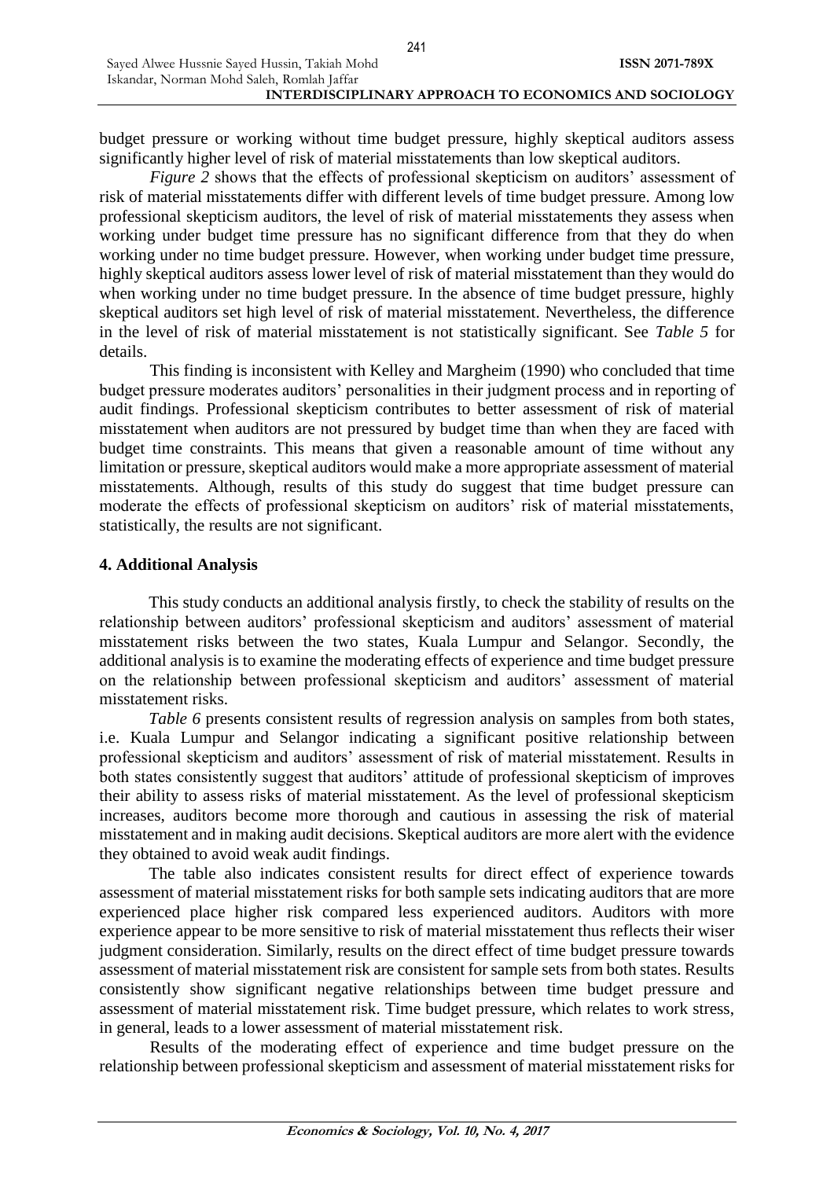budget pressure or working without time budget pressure, highly skeptical auditors assess significantly higher level of risk of material misstatements than low skeptical auditors.

*Figure 2* shows that the effects of professional skepticism on auditors' assessment of risk of material misstatements differ with different levels of time budget pressure. Among low professional skepticism auditors, the level of risk of material misstatements they assess when working under budget time pressure has no significant difference from that they do when working under no time budget pressure. However, when working under budget time pressure, highly skeptical auditors assess lower level of risk of material misstatement than they would do when working under no time budget pressure. In the absence of time budget pressure, highly skeptical auditors set high level of risk of material misstatement. Nevertheless, the difference in the level of risk of material misstatement is not statistically significant. See *Table 5* for details.

This finding is inconsistent with Kelley and Margheim (1990) who concluded that time budget pressure moderates auditors' personalities in their judgment process and in reporting of audit findings. Professional skepticism contributes to better assessment of risk of material misstatement when auditors are not pressured by budget time than when they are faced with budget time constraints. This means that given a reasonable amount of time without any limitation or pressure, skeptical auditors would make a more appropriate assessment of material misstatements. Although, results of this study do suggest that time budget pressure can moderate the effects of professional skepticism on auditors' risk of material misstatements, statistically, the results are not significant.

## 4. Additional Analysis

This study conducts an additional analysis firstly, to check the stability of results on the relationship between auditors' professional skepticism and auditors' assessment of material misstatement risks between the two states, Kuala Lumpur and Selangor. Secondly, the additional analysis is to examine the moderating effects of experience and time budget pressure on the relationship between professional skepticism and auditors' assessment of material misstatement risks.

*Table 6* presents consistent results of regression analysis on samples from both states, i.e. Kuala Lumpur and Selangor indicating a significant positive relationship between professional skepticism and auditors' assessment of risk of material misstatement. Results in both states consistently suggest that auditors' attitude of professional skepticism of improves their ability to assess risks of material misstatement. As the level of professional skepticism increases, auditors become more thorough and cautious in assessing the risk of material misstatement and in making audit decisions. Skeptical auditors are more alert with the evidence they obtained to avoid weak audit findings.

The table also indicates consistent results for direct effect of experience towards assessment of material misstatement risks for both sample sets indicating auditors that are more experienced place higher risk compared less experienced auditors. Auditors with more experience appear to be more sensitive to risk of material misstatement thus reflects their wiser judgment consideration. Similarly, results on the direct effect of time budget pressure towards assessment of material misstatement risk are consistent for sample sets from both states. Results consistently show significant negative relationships between time budget pressure and assessment of material misstatement risk. Time budget pressure, which relates to work stress, in general, leads to a lower assessment of material misstatement risk.

Results of the moderating effect of experience and time budget pressure on the relationship between professional skepticism and assessment of material misstatement risks for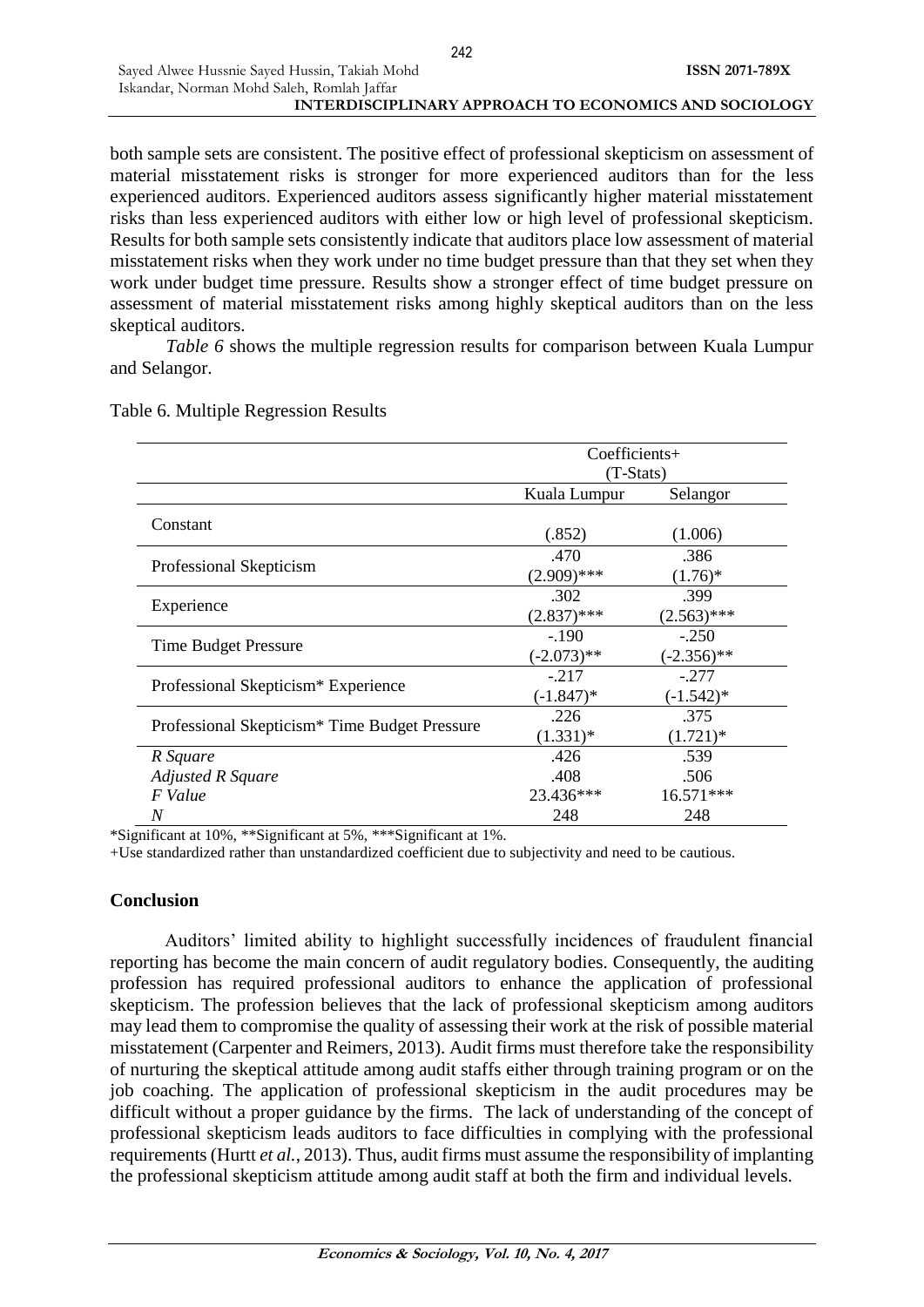both sample sets are consistent. The positive effect of professional skepticism on assessment of material misstatement risks is stronger for more experienced auditors than for the less experienced auditors. Experienced auditors assess significantly higher material misstatement risks than less experienced auditors with either low or high level of professional skepticism. Results for both sample sets consistently indicate that auditors place low assessment of material misstatement risks when they work under no time budget pressure than that they set when they work under budget time pressure. Results show a stronger effect of time budget pressure on assessment of material misstatement risks among highly skeptical auditors than on the less skeptical auditors.

*Table 6* shows the multiple regression results for comparison between Kuala Lumpur and Selangor.

Table 6. Multiple Regression Results

| | Coefficients+ (T-Stats) | |
|---|---|---|
| | Kuala Lumpur | Selangor |
| Constant | (.852) | (1.006) |
| Professional Skepticism | .470<br>(2.909)*** | .386<br>(1.76)* |
| Experience | .302<br>(2.837)*** | .399<br>(2.563)*** |
| Time Budget Pressure | -.190<br>(-2.073)** | -.250<br>(-2.356)** |
| Professional Skepticism* Experience | -.217<br>(-1.847)* | -.277<br>(-1.542)* |
| Professional Skepticism* Time Budget Pressure | .226<br>(1.331)* | .375<br>(1.721)* |
| *R Square* | .426 | .539 |
| *Adjusted R Square* | .408 | .506 |
| *F Value* | 23.436*** | 16.571*** |
| *N* | 248 | 248 |

*Significant at 10%, **Significant at 5%, ***Significant at 1%.

+Use standardized rather than unstandardized coefficient due to subjectivity and need to be cautious.

## Conclusion

Auditors' limited ability to highlight successfully incidences of fraudulent financial reporting has become the main concern of audit regulatory bodies. Consequently, the auditing profession has required professional auditors to enhance the application of professional skepticism. The profession believes that the lack of professional skepticism among auditors may lead them to compromise the quality of assessing their work at the risk of possible material misstatement (Carpenter and Reimers, 2013). Audit firms must therefore take the responsibility of nurturing the skeptical attitude among audit staffs either through training program or on the job coaching. The application of professional skepticism in the audit procedures may be difficult without a proper guidance by the firms. The lack of understanding of the concept of professional skepticism leads auditors to face difficulties in complying with the professional requirements (Hurtt *et al.*, 2013). Thus, audit firms must assume the responsibility of implanting the professional skepticism attitude among audit staff at both the firm and individual levels.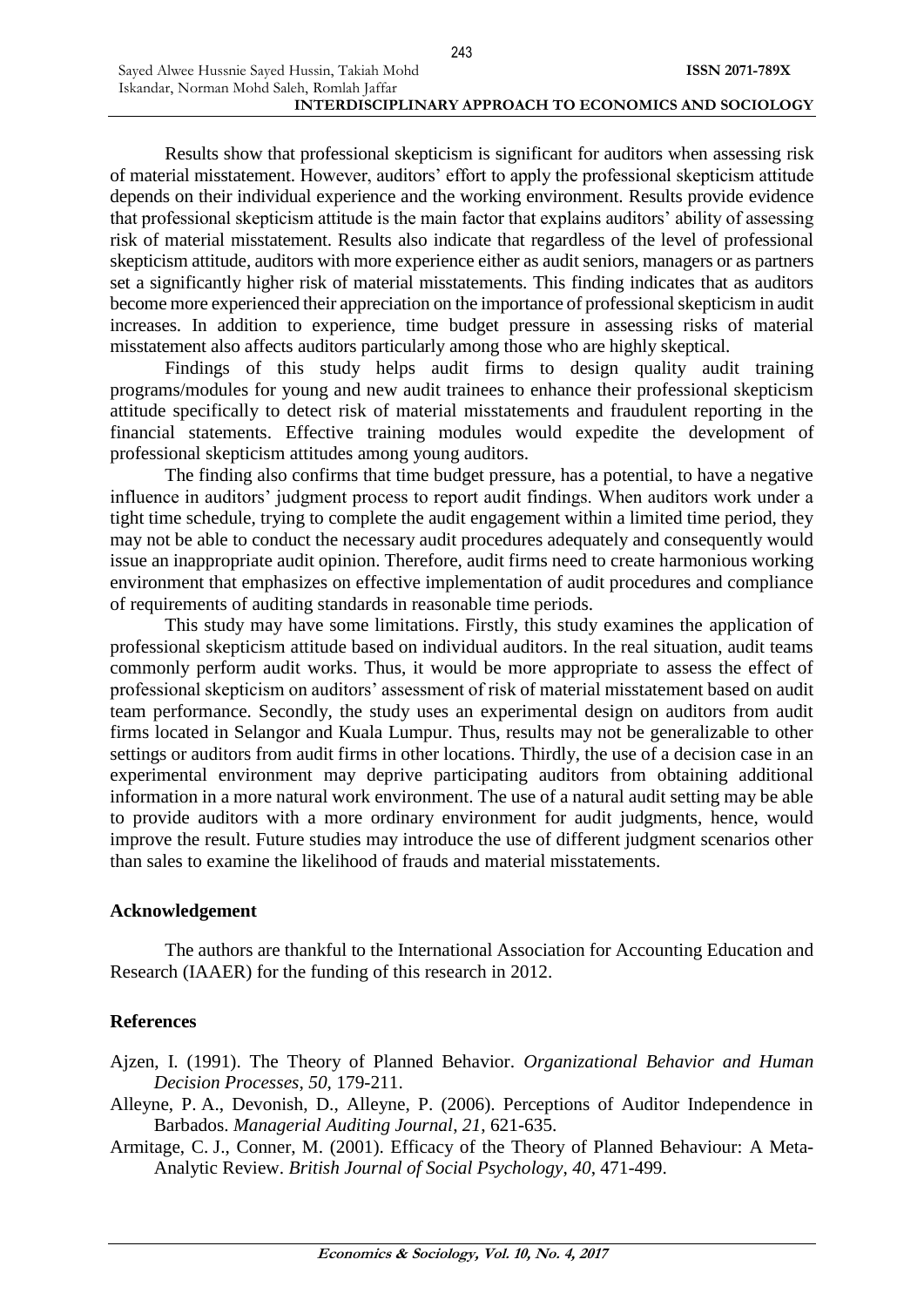Results show that professional skepticism is significant for auditors when assessing risk of material misstatement. However, auditors' effort to apply the professional skepticism attitude depends on their individual experience and the working environment. Results provide evidence that professional skepticism attitude is the main factor that explains auditors' ability of assessing risk of material misstatement. Results also indicate that regardless of the level of professional skepticism attitude, auditors with more experience either as audit seniors, managers or as partners set a significantly higher risk of material misstatements. This finding indicates that as auditors become more experienced their appreciation on the importance of professional skepticism in audit increases. In addition to experience, time budget pressure in assessing risks of material misstatement also affects auditors particularly among those who are highly skeptical.

Findings of this study helps audit firms to design quality audit training programs/modules for young and new audit trainees to enhance their professional skepticism attitude specifically to detect risk of material misstatements and fraudulent reporting in the financial statements. Effective training modules would expedite the development of professional skepticism attitudes among young auditors.

The finding also confirms that time budget pressure, has a potential, to have a negative influence in auditors' judgment process to report audit findings. When auditors work under a tight time schedule, trying to complete the audit engagement within a limited time period, they may not be able to conduct the necessary audit procedures adequately and consequently would issue an inappropriate audit opinion. Therefore, audit firms need to create harmonious working environment that emphasizes on effective implementation of audit procedures and compliance of requirements of auditing standards in reasonable time periods.

This study may have some limitations. Firstly, this study examines the application of professional skepticism attitude based on individual auditors. In the real situation, audit teams commonly perform audit works. Thus, it would be more appropriate to assess the effect of professional skepticism on auditors' assessment of risk of material misstatement based on audit team performance. Secondly, the study uses an experimental design on auditors from audit firms located in Selangor and Kuala Lumpur. Thus, results may not be generalizable to other settings or auditors from audit firms in other locations. Thirdly, the use of a decision case in an experimental environment may deprive participating auditors from obtaining additional information in a more natural work environment. The use of a natural audit setting may be able to provide auditors with a more ordinary environment for audit judgments, hence, would improve the result. Future studies may introduce the use of different judgment scenarios other than sales to examine the likelihood of frauds and material misstatements.

## Acknowledgement

The authors are thankful to the International Association for Accounting Education and Research (IAAER) for the funding of this research in 2012.

## References

Ajzen, I. (1991). The Theory of Planned Behavior. *Organizational Behavior and Human Decision Processes*, *50*, 179-211.

Alleyne, P. A., Devonish, D., Alleyne, P. (2006). Perceptions of Auditor Independence in Barbados. *Managerial Auditing Journal*, *21*, 621-635.

Armitage, C. J., Conner, M. (2001). Efficacy of the Theory of Planned Behaviour: A Meta-Analytic Review. *British Journal of Social Psychology*, *40*, 471-499.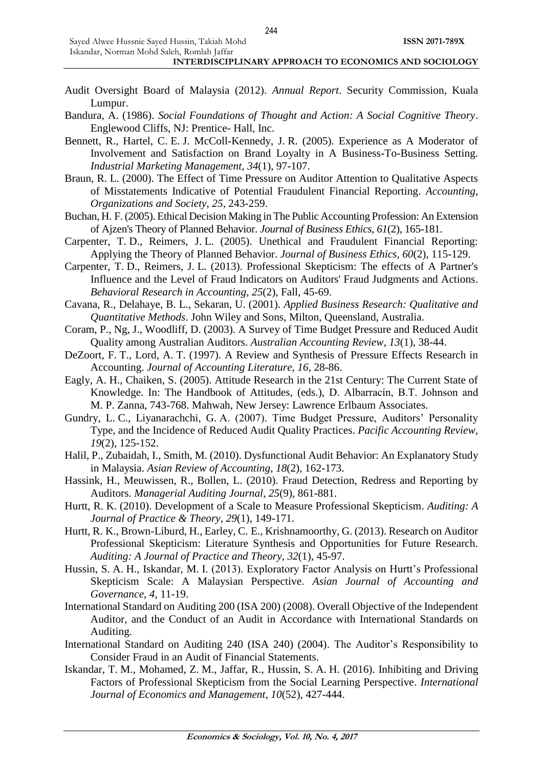Audit Oversight Board of Malaysia (2012). *Annual Report*. Security Commission, Kuala Lumpur.

Bandura, A. (1986). *Social Foundations of Thought and Action: A Social Cognitive Theory*. Englewood Cliffs, NJ: Prentice- Hall, Inc.

Bennett, R., Hartel, C. E. J. McColl-Kennedy, J. R. (2005). Experience as A Moderator of Involvement and Satisfaction on Brand Loyalty in A Business-To-Business Setting. *Industrial Marketing Management*, *34*(1), 97-107.

Braun, R. L. (2000). The Effect of Time Pressure on Auditor Attention to Qualitative Aspects of Misstatements Indicative of Potential Fraudulent Financial Reporting. *Accounting, Organizations and Society*, *25*, 243-259.

Buchan, H. F. (2005). Ethical Decision Making in The Public Accounting Profession: An Extension of Ajzen's Theory of Planned Behavior. *Journal of Business Ethics*, *61*(2), 165-181.

Carpenter, T. D., Reimers, J. L. (2005). Unethical and Fraudulent Financial Reporting: Applying the Theory of Planned Behavior. *Journal of Business Ethics*, *60*(2), 115-129.

Carpenter, T. D., Reimers, J. L. (2013). Professional Skepticism: The effects of A Partner's Influence and the Level of Fraud Indicators on Auditors' Fraud Judgments and Actions. *Behavioral Research in Accounting*, *25*(2), Fall, 45-69.

Cavana, R., Delahaye, B. L., Sekaran, U. (2001). *Applied Business Research: Qualitative and Quantitative Methods*. John Wiley and Sons, Milton, Queensland, Australia.

Coram, P., Ng, J., Woodliff, D. (2003). A Survey of Time Budget Pressure and Reduced Audit Quality among Australian Auditors. *Australian Accounting Review*, *13*(1), 38-44.

DeZoort, F. T., Lord, A. T. (1997). A Review and Synthesis of Pressure Effects Research in Accounting. *Journal of Accounting Literature*, *16*, 28-86.

Eagly, A. H., Chaiken, S. (2005). Attitude Research in the 21st Century: The Current State of Knowledge. In: The Handbook of Attitudes, (eds.), D. Albarracín, B.T. Johnson and M. P. Zanna, 743-768. Mahwah, New Jersey: Lawrence Erlbaum Associates.

Gundry, L. C., Liyanarachchi, G. A. (2007). Time Budget Pressure, Auditors' Personality Type, and the Incidence of Reduced Audit Quality Practices. *Pacific Accounting Review*, *19*(2), 125-152.

Halil, P., Zubaidah, I., Smith, M. (2010). Dysfunctional Audit Behavior: An Explanatory Study in Malaysia. *Asian Review of Accounting*, *18*(2), 162-173.

Hassink, H., Meuwissen, R., Bollen, L. (2010). Fraud Detection, Redress and Reporting by Auditors. *Managerial Auditing Journal*, *25*(9), 861-881.

Hurtt, R. K. (2010). Development of a Scale to Measure Professional Skepticism. *Auditing: A Journal of Practice & Theory*, *29*(1), 149-171.

Hurtt, R. K., Brown-Liburd, H., Earley, C. E., Krishnamoorthy, G. (2013). Research on Auditor Professional Skepticism: Literature Synthesis and Opportunities for Future Research. *Auditing: A Journal of Practice and Theory*, *32*(1), 45-97.

Hussin, S. A. H., Iskandar, M. I. (2013). Exploratory Factor Analysis on Hurtt's Professional Skepticism Scale: A Malaysian Perspective. *Asian Journal of Accounting and Governance*, *4*, 11-19.

International Standard on Auditing 200 (ISA 200) (2008). Overall Objective of the Independent Auditor, and the Conduct of an Audit in Accordance with International Standards on Auditing.

International Standard on Auditing 240 (ISA 240) (2004). The Auditor's Responsibility to Consider Fraud in an Audit of Financial Statements.

Iskandar, T. M., Mohamed, Z. M., Jaffar, R., Hussin, S. A. H. (2016). Inhibiting and Driving Factors of Professional Skepticism from the Social Learning Perspective. *International Journal of Economics and Management*, *10*(52), 427-444.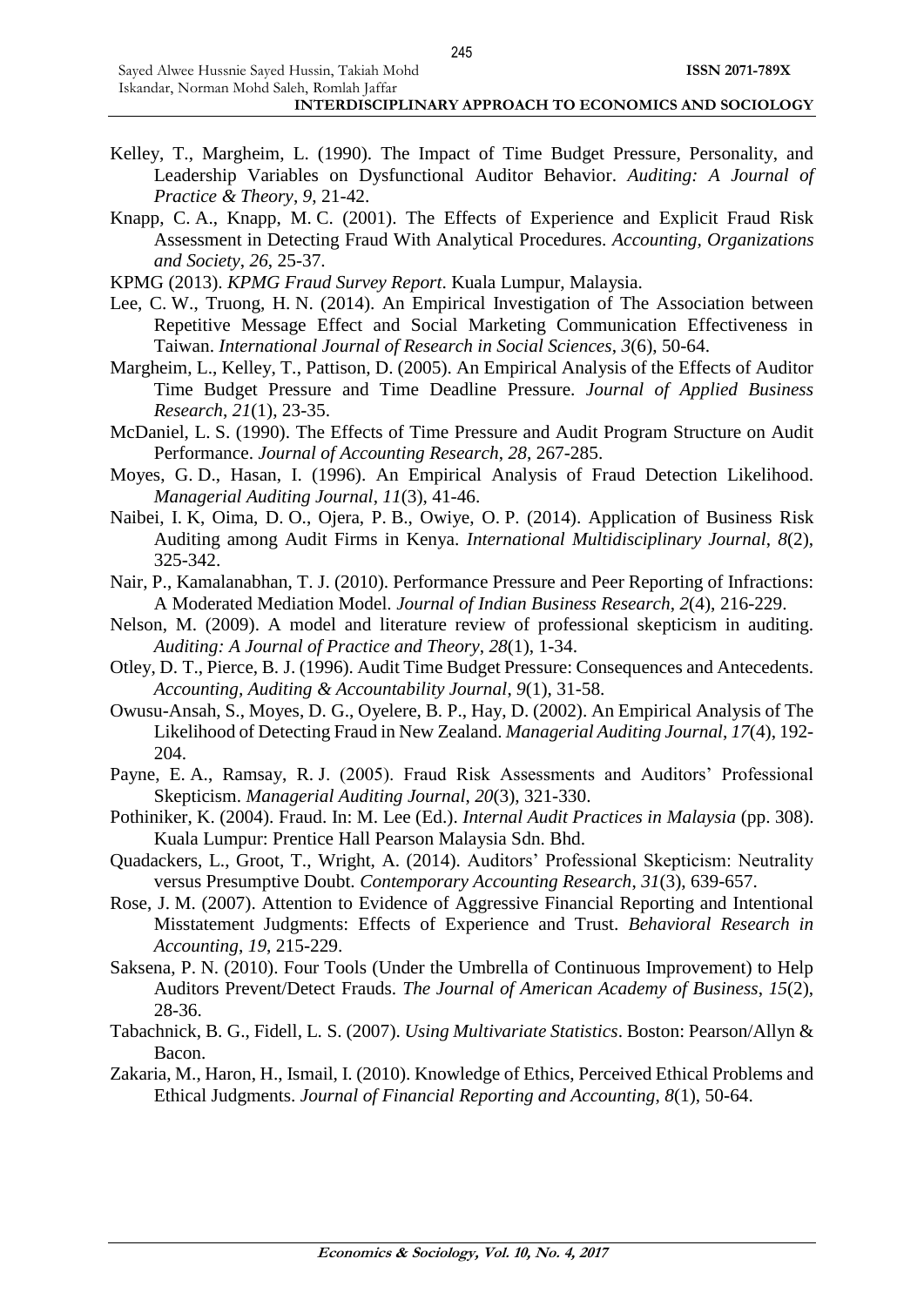Kelley, T., Margheim, L. (1990). The Impact of Time Budget Pressure, Personality, and Leadership Variables on Dysfunctional Auditor Behavior. *Auditing: A Journal of Practice & Theory*, *9*, 21-42.

Knapp, C. A., Knapp, M. C. (2001). The Effects of Experience and Explicit Fraud Risk Assessment in Detecting Fraud With Analytical Procedures. *Accounting, Organizations and Society*, *26*, 25-37.

KPMG (2013). *KPMG Fraud Survey Report*. Kuala Lumpur, Malaysia.

Lee, C. W., Truong, H. N. (2014). An Empirical Investigation of The Association between Repetitive Message Effect and Social Marketing Communication Effectiveness in Taiwan. *International Journal of Research in Social Sciences*, *3*(6), 50-64.

Margheim, L., Kelley, T., Pattison, D. (2005). An Empirical Analysis of the Effects of Auditor Time Budget Pressure and Time Deadline Pressure. *Journal of Applied Business Research*, *21*(1), 23-35.

McDaniel, L. S. (1990). The Effects of Time Pressure and Audit Program Structure on Audit Performance. *Journal of Accounting Research*, *28*, 267-285.

Moyes, G. D., Hasan, I. (1996). An Empirical Analysis of Fraud Detection Likelihood. *Managerial Auditing Journal*, *11*(3), 41-46.

Naibei, I. K, Oima, D. O., Ojera, P. B., Owiye, O. P. (2014). Application of Business Risk Auditing among Audit Firms in Kenya. *International Multidisciplinary Journal*, *8*(2), 325-342.

Nair, P., Kamalanabhan, T. J. (2010). Performance Pressure and Peer Reporting of Infractions: A Moderated Mediation Model. *Journal of Indian Business Research*, *2*(4), 216-229.

Nelson, M. (2009). A model and literature review of professional skepticism in auditing. *Auditing: A Journal of Practice and Theory*, *28*(1), 1-34.

Otley, D. T., Pierce, B. J. (1996). Audit Time Budget Pressure: Consequences and Antecedents. *Accounting, Auditing & Accountability Journal*, *9*(1), 31-58.

Owusu-Ansah, S., Moyes, D. G., Oyelere, B. P., Hay, D. (2002). An Empirical Analysis of The Likelihood of Detecting Fraud in New Zealand. *Managerial Auditing Journal*, *17*(4), 192-204.

Payne, E. A., Ramsay, R. J. (2005). Fraud Risk Assessments and Auditors' Professional Skepticism. *Managerial Auditing Journal*, *20*(3), 321-330.

Pothiniker, K. (2004). Fraud. In: M. Lee (Ed.). *Internal Audit Practices in Malaysia* (pp. 308). Kuala Lumpur: Prentice Hall Pearson Malaysia Sdn. Bhd.

Quadackers, L., Groot, T., Wright, A. (2014). Auditors' Professional Skepticism: Neutrality versus Presumptive Doubt. *Contemporary Accounting Research*, *31*(3), 639-657.

Rose, J. M. (2007). Attention to Evidence of Aggressive Financial Reporting and Intentional Misstatement Judgments: Effects of Experience and Trust. *Behavioral Research in Accounting*, *19*, 215-229.

Saksena, P. N. (2010). Four Tools (Under the Umbrella of Continuous Improvement) to Help Auditors Prevent/Detect Frauds. *The Journal of American Academy of Business*, *15*(2), 28-36.

Tabachnick, B. G., Fidell, L. S. (2007). *Using Multivariate Statistics*. Boston: Pearson/Allyn & Bacon.

Zakaria, M., Haron, H., Ismail, I. (2010). Knowledge of Ethics, Perceived Ethical Problems and Ethical Judgments. *Journal of Financial Reporting and Accounting*, *8*(1), 50-64.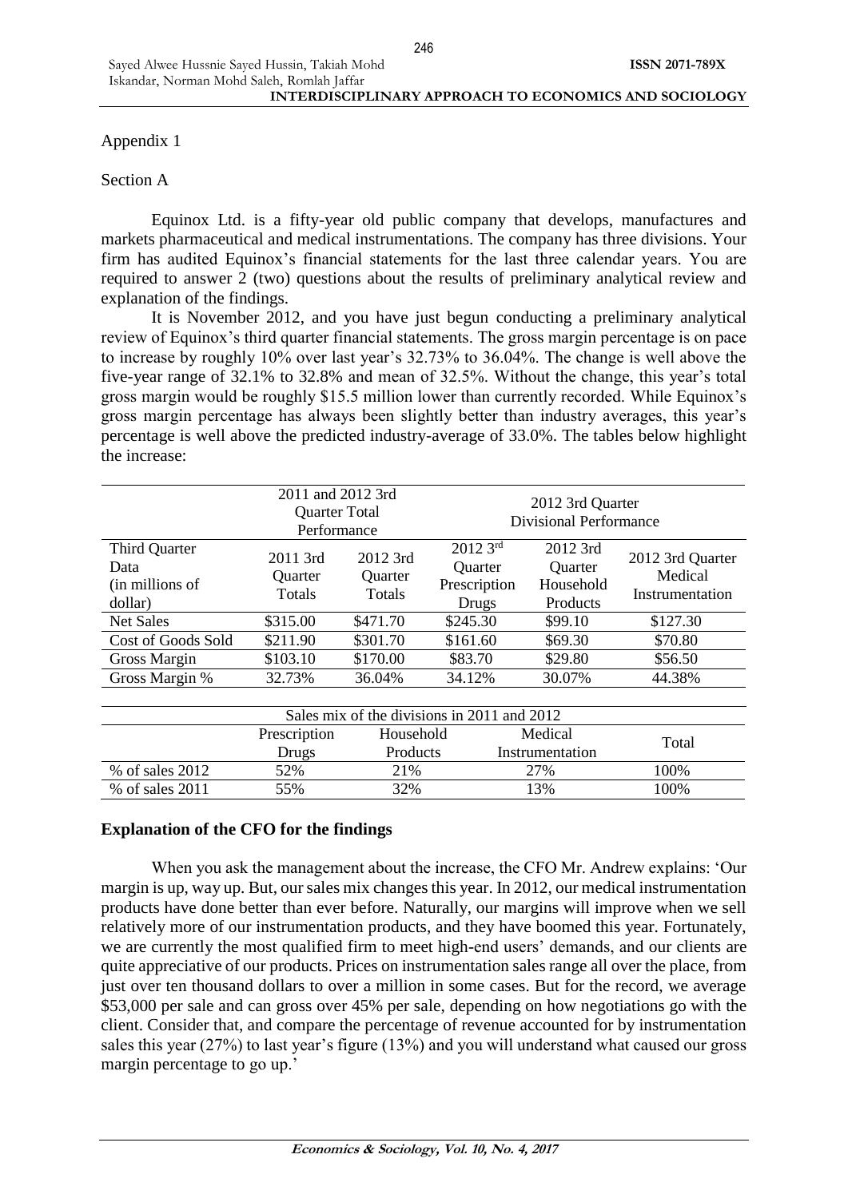Appendix 1

Section A

Equinox Ltd. is a fifty-year old public company that develops, manufactures and markets pharmaceutical and medical instrumentations. The company has three divisions. Your firm has audited Equinox's financial statements for the last three calendar years. You are required to answer 2 (two) questions about the results of preliminary analytical review and explanation of the findings.

It is November 2012, and you have just begun conducting a preliminary analytical review of Equinox's third quarter financial statements. The gross margin percentage is on pace to increase by roughly 10% over last year's 32.73% to 36.04%. The change is well above the five-year range of 32.1% to 32.8% and mean of 32.5%. Without the change, this year's total gross margin would be roughly \$15.5 million lower than currently recorded. While Equinox's gross margin percentage has always been slightly better than industry averages, this year's percentage is well above the predicted industry-average of 33.0%. The tables below highlight the increase:

| | 2011 and 2012 3rd Quarter Total Performance | | 2012 3rd Quarter Divisional Performance | | |
|---|---|---|---|---|---|
| Third Quarter Data (in millions of dollar) | 2011 3rd Quarter Totals | 2012 3rd Quarter Totals | 2012 3rd Quarter Prescription Drugs | 2012 3rd Quarter Household Products | 2012 3rd Quarter Medical Instrumentation |
| Net Sales | \$315.00 | \$471.70 | \$245.30 | \$99.10 | \$127.30 |
| Cost of Goods Sold | \$211.90 | \$301.70 | \$161.60 | \$69.30 | \$70.80 |
| Gross Margin | \$103.10 | \$170.00 | \$83.70 | \$29.80 | \$56.50 |
| Gross Margin % | 32.73% | 36.04% | 34.12% | 30.07% | 44.38% |

| Sales mix of the divisions in 2011 and 2012 | | | | |
|---|---|---|---|---|
| | Prescription Drugs | Household Products | Medical Instrumentation | Total |
| % of sales 2012 | 52% | 21% | 27% | 100% |
| % of sales 2011 | 55% | 32% | 13% | 100% |

**Explanation of the CFO for the findings**

When you ask the management about the increase, the CFO Mr. Andrew explains: 'Our margin is up, way up. But, our sales mix changes this year. In 2012, our medical instrumentation products have done better than ever before. Naturally, our margins will improve when we sell relatively more of our instrumentation products, and they have boomed this year. Fortunately, we are currently the most qualified firm to meet high-end users' demands, and our clients are quite appreciative of our products. Prices on instrumentation sales range all over the place, from just over ten thousand dollars to over a million in some cases. But for the record, we average \$53,000 per sale and can gross over 45% per sale, depending on how negotiations go with the client. Consider that, and compare the percentage of revenue accounted for by instrumentation sales this year (27%) to last year's figure (13%) and you will understand what caused our gross margin percentage to go up.'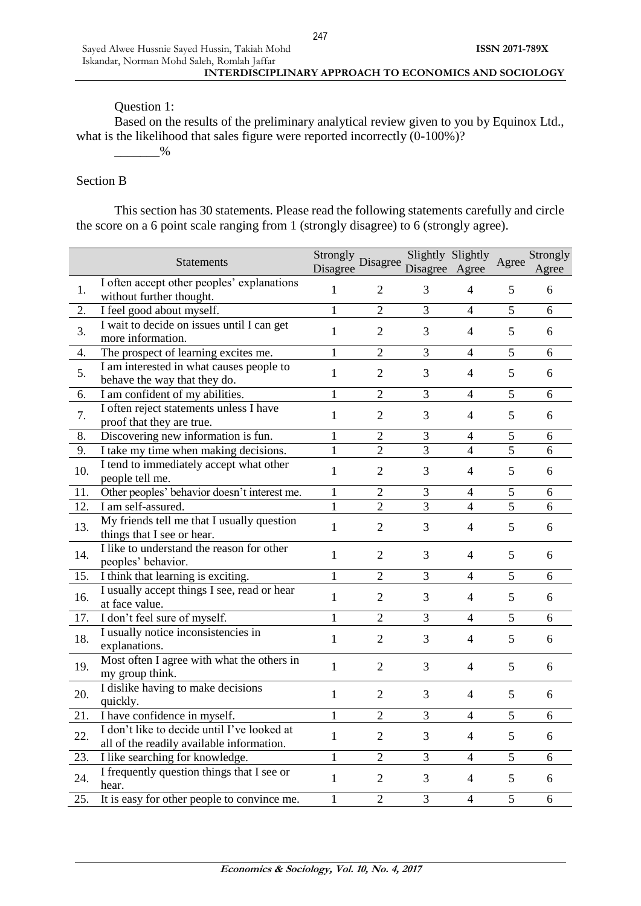Question 1:

Based on the results of the preliminary analytical review given to you by Equinox Ltd., what is the likelihood that sales figure were reported incorrectly (0-100%)?

_______%

Section B

This section has 30 statements. Please read the following statements carefully and circle the score on a 6 point scale ranging from 1 (strongly disagree) to 6 (strongly agree).

| | Statements | Strongly Disagree | Disagree | Slightly Disagree | Slightly Agree | Agree | Strongly Agree |
|---|---|---|---|---|---|---|---|
| 1. | I often accept other peoples' explanations without further thought. | 1 | 2 | 3 | 4 | 5 | 6 |
| 2. | I feel good about myself. | 1 | 2 | 3 | 4 | 5 | 6 |
| 3. | I wait to decide on issues until I can get more information. | 1 | 2 | 3 | 4 | 5 | 6 |
| 4. | The prospect of learning excites me. | 1 | 2 | 3 | 4 | 5 | 6 |
| 5. | I am interested in what causes people to behave the way that they do. | 1 | 2 | 3 | 4 | 5 | 6 |
| 6. | I am confident of my abilities. | 1 | 2 | 3 | 4 | 5 | 6 |
| 7. | I often reject statements unless I have proof that they are true. | 1 | 2 | 3 | 4 | 5 | 6 |
| 8. | Discovering new information is fun. | 1 | 2 | 3 | 4 | 5 | 6 |
| 9. | I take my time when making decisions. | 1 | 2 | 3 | 4 | 5 | 6 |
| 10. | I tend to immediately accept what other people tell me. | 1 | 2 | 3 | 4 | 5 | 6 |
| 11. | Other peoples' behavior doesn't interest me. | 1 | 2 | 3 | 4 | 5 | 6 |
| 12. | I am self-assured. | 1 | 2 | 3 | 4 | 5 | 6 |
| 13. | My friends tell me that I usually question things that I see or hear. | 1 | 2 | 3 | 4 | 5 | 6 |
| 14. | I like to understand the reason for other peoples' behavior. | 1 | 2 | 3 | 4 | 5 | 6 |
| 15. | I think that learning is exciting. | 1 | 2 | 3 | 4 | 5 | 6 |
| 16. | I usually accept things I see, read or hear at face value. | 1 | 2 | 3 | 4 | 5 | 6 |
| 17. | I don't feel sure of myself. | 1 | 2 | 3 | 4 | 5 | 6 |
| 18. | I usually notice inconsistencies in explanations. | 1 | 2 | 3 | 4 | 5 | 6 |
| 19. | Most often I agree with what the others in my group think. | 1 | 2 | 3 | 4 | 5 | 6 |
| 20. | I dislike having to make decisions quickly. | 1 | 2 | 3 | 4 | 5 | 6 |
| 21. | I have confidence in myself. | 1 | 2 | 3 | 4 | 5 | 6 |
| 22. | I don't like to decide until I've looked at all of the readily available information. | 1 | 2 | 3 | 4 | 5 | 6 |
| 23. | I like searching for knowledge. | 1 | 2 | 3 | 4 | 5 | 6 |
| 24. | I frequently question things that I see or hear. | 1 | 2 | 3 | 4 | 5 | 6 |
| 25. | It is easy for other people to convince me. | 1 | 2 | 3 | 4 | 5 | 6 |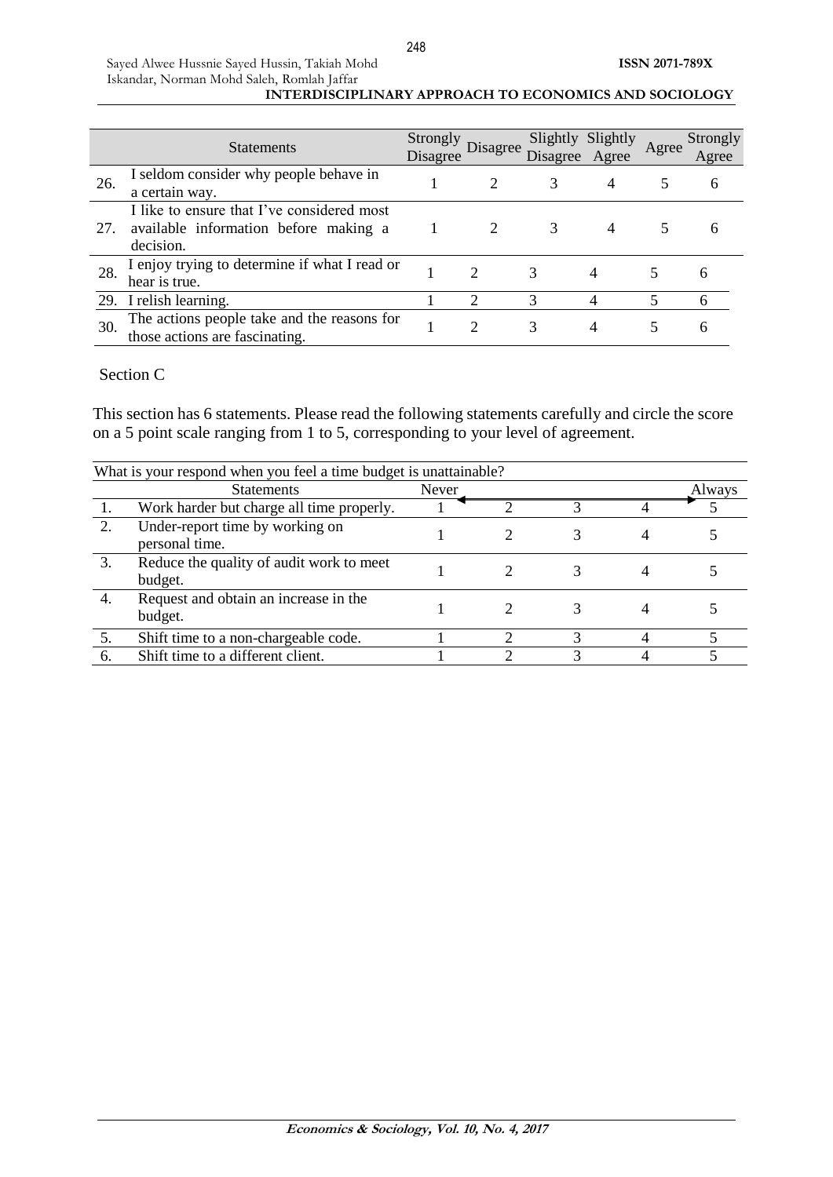| | Statements | Strongly Disagree | Disagree | Slightly Disagree | Slightly Agree | Agree | Strongly Agree |
|---|---|---|---|---|---|---|---|
| 26. | I seldom consider why people behave in a certain way. | 1 | 2 | 3 | 4 | 5 | 6 |
| 27. | I like to ensure that I've considered most available information before making a decision. | 1 | 2 | 3 | 4 | 5 | 6 |
| 28. | I enjoy trying to determine if what I read or hear is true. | 1 | 2 | 3 | 4 | 5 | 6 |
| 29. | I relish learning. | 1 | 2 | 3 | 4 | 5 | 6 |
| 30. | The actions people take and the reasons for those actions are fascinating. | 1 | 2 | 3 | 4 | 5 | 6 |

Section C

This section has 6 statements. Please read the following statements carefully and circle the score on a 5 point scale ranging from 1 to 5, corresponding to your level of agreement.

What is your respond when you feel a time budget is unattainable?

| | Statements | Never | | | | Always |
|---|---|---|---|---|---|---|
| 1. | Work harder but charge all time properly. | 1 | 2 | 3 | 4 | 5 |
| 2. | Under-report time by working on personal time. | 1 | 2 | 3 | 4 | 5 |
| 3. | Reduce the quality of audit work to meet budget. | 1 | 2 | 3 | 4 | 5 |
| 4. | Request and obtain an increase in the budget. | 1 | 2 | 3 | 4 | 5 |
| 5. | Shift time to a non-chargeable code. | 1 | 2 | 3 | 4 | 5 |
| 6. | Shift time to a different client. | 1 | 2 | 3 | 4 | 5 |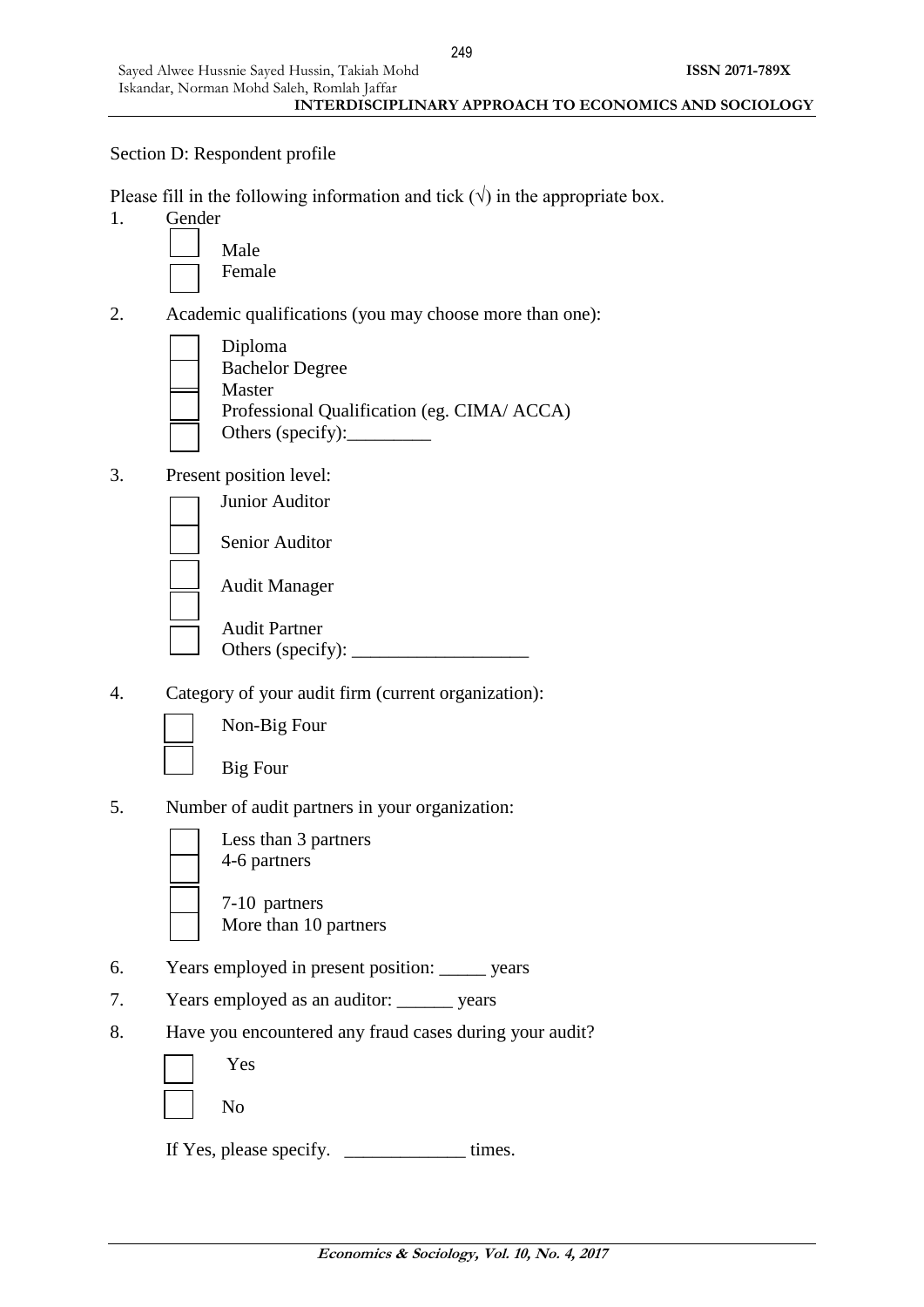Section D: Respondent profile

Please fill in the following information and tick (√) in the appropriate box.

1. Gender
   - ☐ Male
   - ☐ Female

2. Academic qualifications (you may choose more than one):
   - ☐ Diploma
   - ☐ Bachelor Degree
   - ☐ Master
   - ☐ Professional Qualification (eg. CIMA/ ACCA)
   - ☐ Others (specify):_________

3. Present position level:
   - ☐ Junior Auditor
   - ☐ Senior Auditor
   - ☐ Audit Manager
   - ☐ Audit Partner
   - ☐ Others (specify): ___________________

4. Category of your audit firm (current organization):
   - ☐ Non-Big Four
   - ☐ Big Four

5. Number of audit partners in your organization:
   - ☐ Less than 3 partners
   - ☐ 4-6 partners
   - ☐ 7-10 partners
   - ☐ More than 10 partners

6. Years employed in present position: _____ years

7. Years employed as an auditor: ______ years

8. Have you encountered any fraud cases during your audit?
   - ☐ Yes
   - ☐ No

   If Yes, please specify. _____________ times.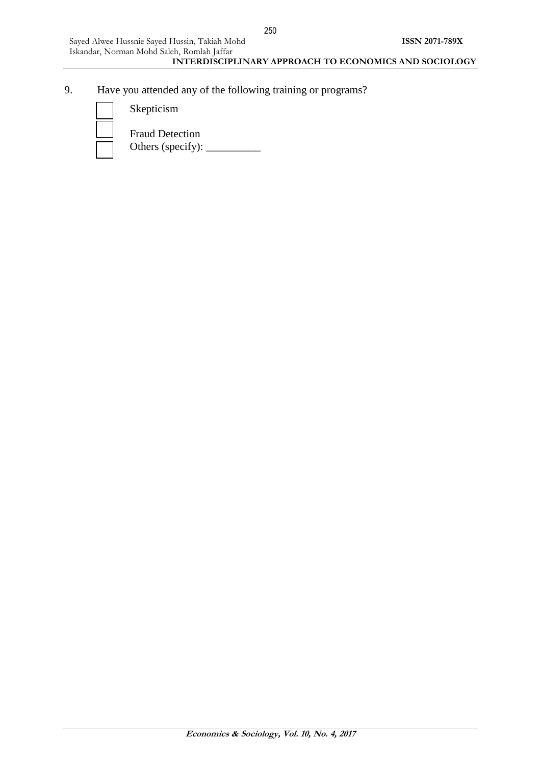9. Have you attended any of the following training or programs?

- [ ] Skepticism
- [ ] Fraud Detection
- [ ] Others (specify): __________